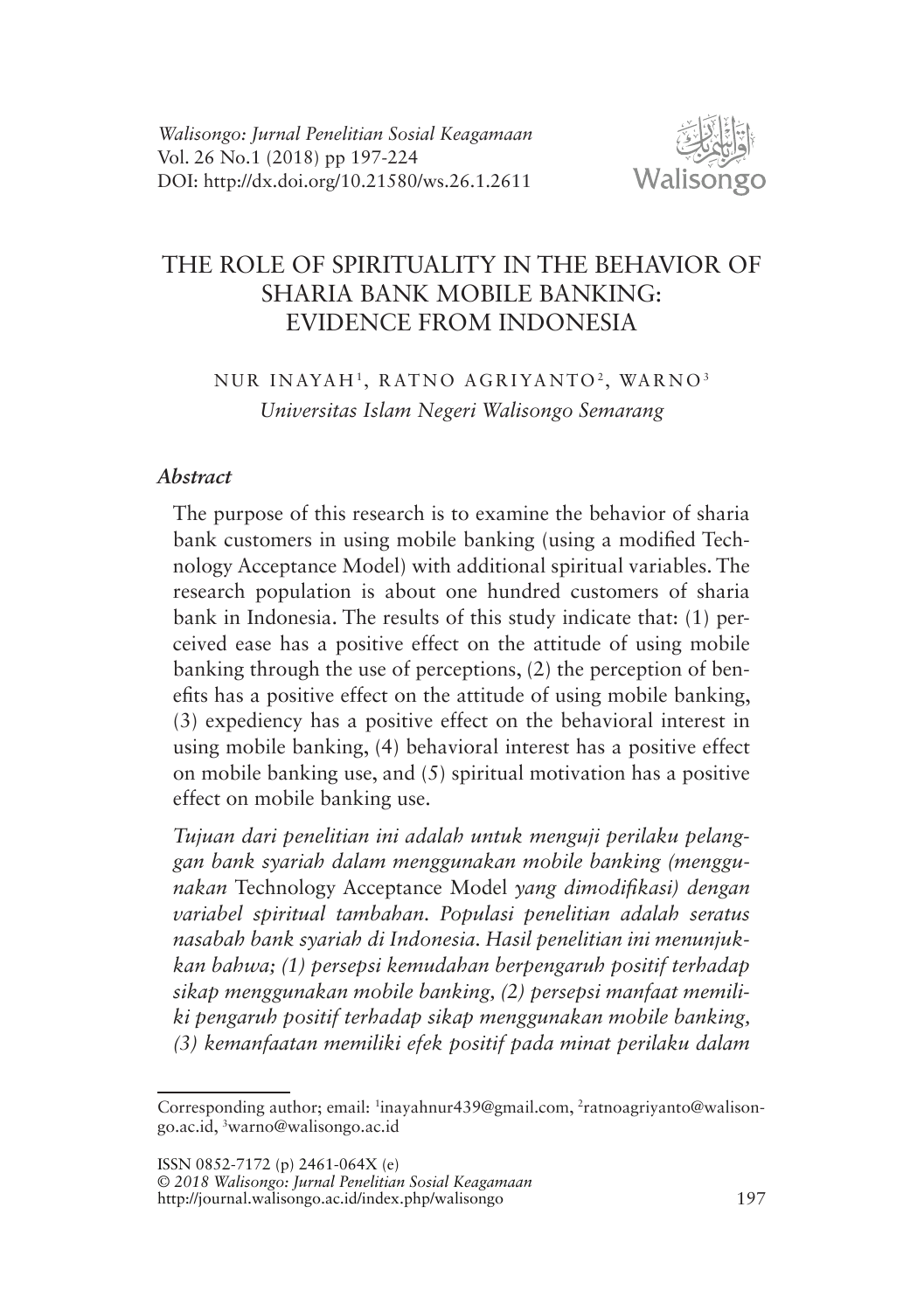# THE ROLE OF SPIRITUALITY IN THE BEHAVIOR OF SHARIA BANK MOBILE BANKING: EVIDENCE FROM INDONESIA

NUR INAYAH[1], RATNO AGRIYANTO[2], WARNO[3]

*Universitas Islam Negeri Walisongo Semarang*

### *Abstract*

The purpose of this research is to examine the behavior of sharia bank customers in using mobile banking (using a modified Technology Acceptance Model) with additional spiritual variables. The research population is about one hundred customers of sharia bank in Indonesia. The results of this study indicate that: (1) perceived ease has a positive effect on the attitude of using mobile banking through the use of perceptions, (2) the perception of benefits has a positive effect on the attitude of using mobile banking, (3) expediency has a positive effect on the behavioral interest in using mobile banking, (4) behavioral interest has a positive effect on mobile banking use, and (5) spiritual motivation has a positive effect on mobile banking use.

*Tujuan dari penelitian ini adalah untuk menguji perilaku pelanggan bank syariah dalam menggunakan mobile banking (menggunakan* Technology Acceptance Model *yang dimodifikasi) dengan variabel spiritual tambahan. Populasi penelitian adalah seratus nasabah bank syariah di Indonesia. Hasil penelitian ini menunjukkan bahwa; (1) persepsi kemudahan berpengaruh positif terhadap sikap menggunakan mobile banking, (2) persepsi manfaat memiliki pengaruh positif terhadap sikap menggunakan mobile banking, (3) kemanfaatan memiliki efek positif pada minat perilaku dalam*

---

Corresponding author; email: [1]inayahnur439@gmail.com, [2]ratnoagriyanto@walisongo.ac.id, [3]warno@walisongo.ac.id

ISSN 0852-7172 (p) 2461-064X (e)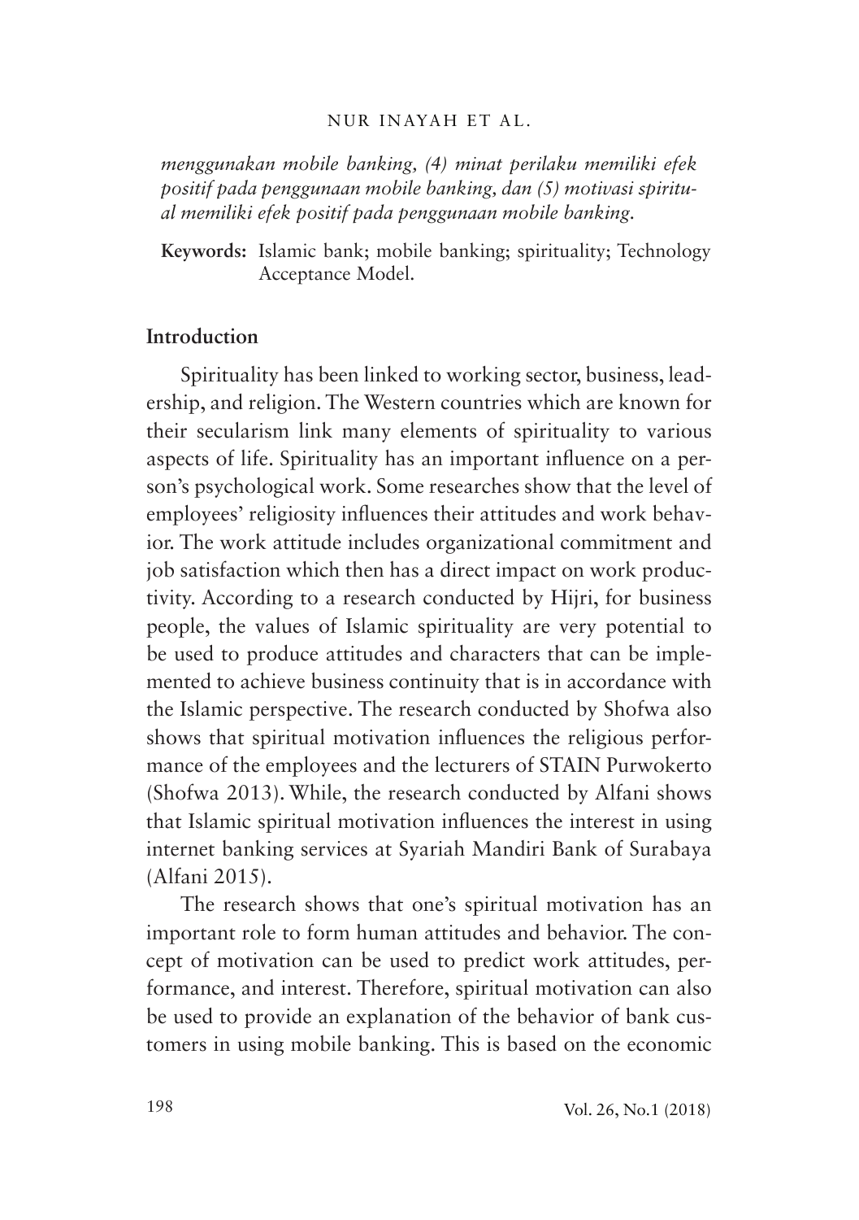*menggunakan mobile banking, (4) minat perilaku memiliki efek positif pada penggunaan mobile banking, dan (5) motivasi spiritual memiliki efek positif pada penggunaan mobile banking.*

**Keywords:** Islamic bank; mobile banking; spirituality; Technology Acceptance Model.

## Introduction

Spirituality has been linked to working sector, business, leadership, and religion. The Western countries which are known for their secularism link many elements of spirituality to various aspects of life. Spirituality has an important influence on a person's psychological work. Some researches show that the level of employees' religiosity influences their attitudes and work behavior. The work attitude includes organizational commitment and job satisfaction which then has a direct impact on work productivity. According to a research conducted by Hijri, for business people, the values of Islamic spirituality are very potential to be used to produce attitudes and characters that can be implemented to achieve business continuity that is in accordance with the Islamic perspective. The research conducted by Shofwa also shows that spiritual motivation influences the religious performance of the employees and the lecturers of STAIN Purwokerto (Shofwa 2013). While, the research conducted by Alfani shows that Islamic spiritual motivation influences the interest in using internet banking services at Syariah Mandiri Bank of Surabaya (Alfani 2015).

The research shows that one's spiritual motivation has an important role to form human attitudes and behavior. The concept of motivation can be used to predict work attitudes, performance, and interest. Therefore, spiritual motivation can also be used to provide an explanation of the behavior of bank customers in using mobile banking. This is based on the economic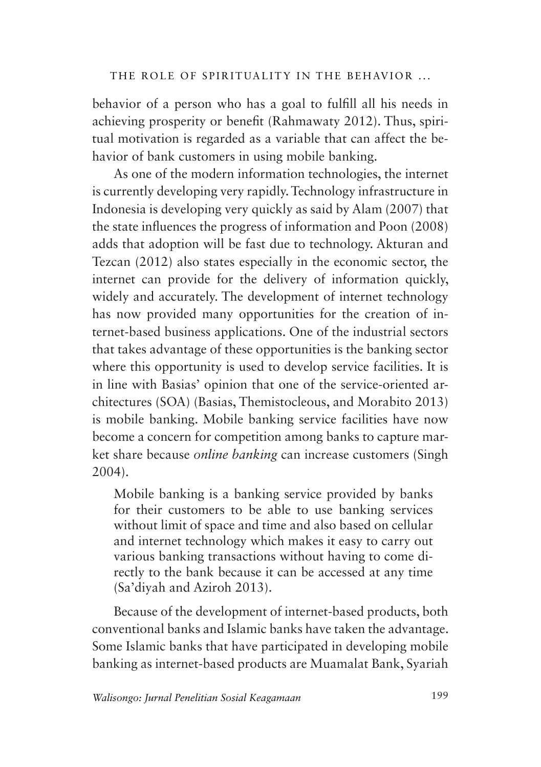behavior of a person who has a goal to fulfill all his needs in achieving prosperity or benefit (Rahmawaty 2012). Thus, spiritual motivation is regarded as a variable that can affect the behavior of bank customers in using mobile banking.

As one of the modern information technologies, the internet is currently developing very rapidly. Technology infrastructure in Indonesia is developing very quickly as said by Alam (2007) that the state influences the progress of information and Poon (2008) adds that adoption will be fast due to technology. Akturan and Tezcan (2012) also states especially in the economic sector, the internet can provide for the delivery of information quickly, widely and accurately. The development of internet technology has now provided many opportunities for the creation of internet-based business applications. One of the industrial sectors that takes advantage of these opportunities is the banking sector where this opportunity is used to develop service facilities. It is in line with Basias' opinion that one of the service-oriented architectures (SOA) (Basias, Themistocleous, and Morabito 2013) is mobile banking. Mobile banking service facilities have now become a concern for competition among banks to capture market share because *online banking* can increase customers (Singh 2004).

> Mobile banking is a banking service provided by banks for their customers to be able to use banking services without limit of space and time and also based on cellular and internet technology which makes it easy to carry out various banking transactions without having to come directly to the bank because it can be accessed at any time (Sa'diyah and Aziroh 2013).

Because of the development of internet-based products, both conventional banks and Islamic banks have taken the advantage. Some Islamic banks that have participated in developing mobile banking as internet-based products are Muamalat Bank, Syariah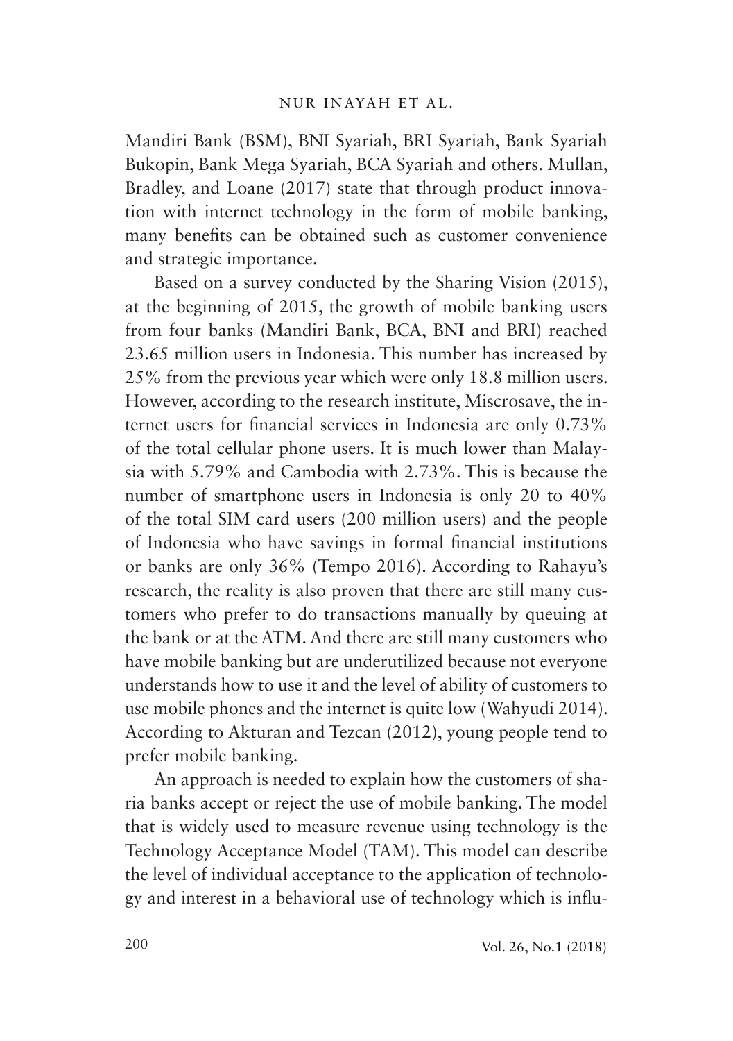Mandiri Bank (BSM), BNI Syariah, BRI Syariah, Bank Syariah Bukopin, Bank Mega Syariah, BCA Syariah and others. Mullan, Bradley, and Loane (2017) state that through product innovation with internet technology in the form of mobile banking, many benefits can be obtained such as customer convenience and strategic importance.

Based on a survey conducted by the Sharing Vision (2015), at the beginning of 2015, the growth of mobile banking users from four banks (Mandiri Bank, BCA, BNI and BRI) reached 23.65 million users in Indonesia. This number has increased by 25% from the previous year which were only 18.8 million users. However, according to the research institute, Miscrosave, the internet users for financial services in Indonesia are only 0.73% of the total cellular phone users. It is much lower than Malaysia with 5.79% and Cambodia with 2.73%. This is because the number of smartphone users in Indonesia is only 20 to 40% of the total SIM card users (200 million users) and the people of Indonesia who have savings in formal financial institutions or banks are only 36% (Tempo 2016). According to Rahayu's research, the reality is also proven that there are still many customers who prefer to do transactions manually by queuing at the bank or at the ATM. And there are still many customers who have mobile banking but are underutilized because not everyone understands how to use it and the level of ability of customers to use mobile phones and the internet is quite low (Wahyudi 2014). According to Akturan and Tezcan (2012), young people tend to prefer mobile banking.

An approach is needed to explain how the customers of sharia banks accept or reject the use of mobile banking. The model that is widely used to measure revenue using technology is the Technology Acceptance Model (TAM). This model can describe the level of individual acceptance to the application of technology and interest in a behavioral use of technology which is influ-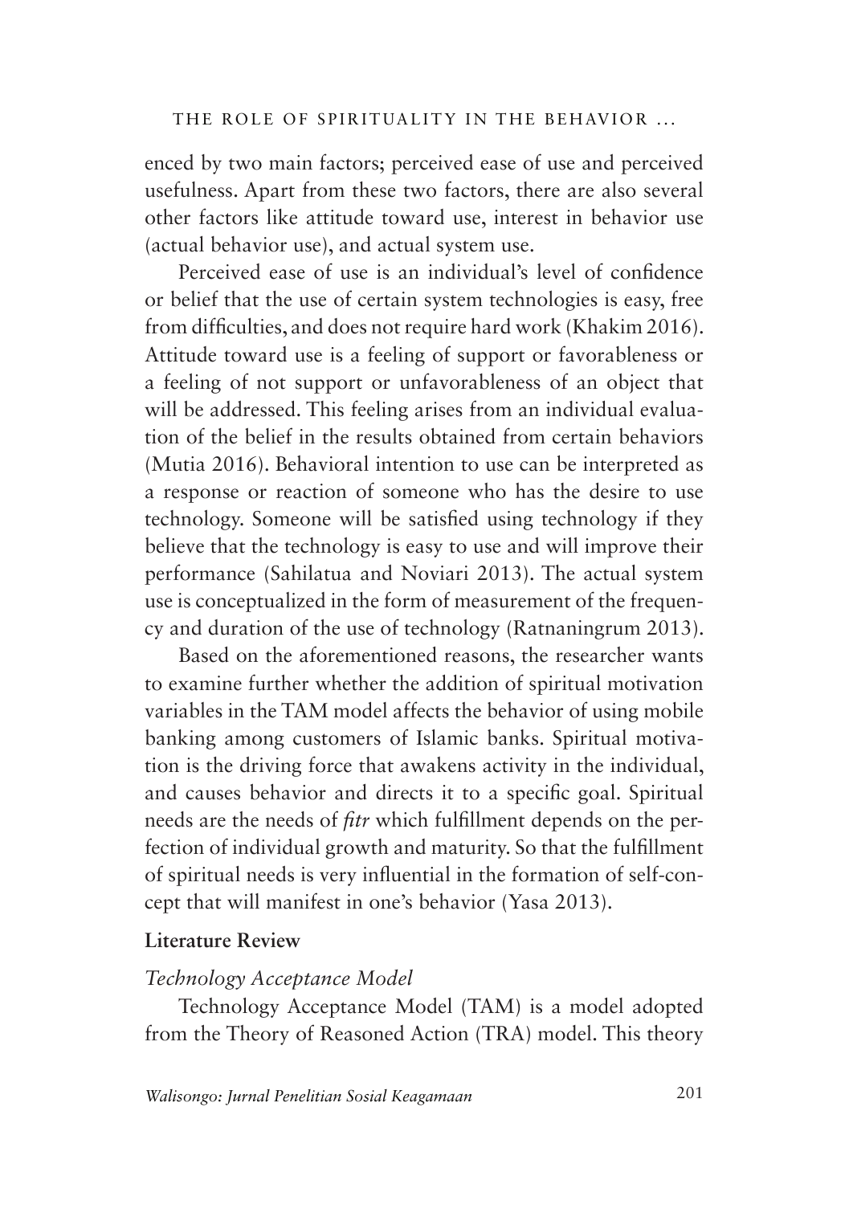enced by two main factors; perceived ease of use and perceived usefulness. Apart from these two factors, there are also several other factors like attitude toward use, interest in behavior use (actual behavior use), and actual system use.

Perceived ease of use is an individual's level of confidence or belief that the use of certain system technologies is easy, free from difficulties, and does not require hard work (Khakim 2016). Attitude toward use is a feeling of support or favorableness or a feeling of not support or unfavorableness of an object that will be addressed. This feeling arises from an individual evaluation of the belief in the results obtained from certain behaviors (Mutia 2016). Behavioral intention to use can be interpreted as a response or reaction of someone who has the desire to use technology. Someone will be satisfied using technology if they believe that the technology is easy to use and will improve their performance (Sahilatua and Noviari 2013). The actual system use is conceptualized in the form of measurement of the frequency and duration of the use of technology (Ratnaningrum 2013).

Based on the aforementioned reasons, the researcher wants to examine further whether the addition of spiritual motivation variables in the TAM model affects the behavior of using mobile banking among customers of Islamic banks. Spiritual motivation is the driving force that awakens activity in the individual, and causes behavior and directs it to a specific goal. Spiritual needs are the needs of *fitr* which fulfillment depends on the perfection of individual growth and maturity. So that the fulfillment of spiritual needs is very influential in the formation of self-concept that will manifest in one's behavior (Yasa 2013).

## Literature Review

### *Technology Acceptance Model*

Technology Acceptance Model (TAM) is a model adopted from the Theory of Reasoned Action (TRA) model. This theory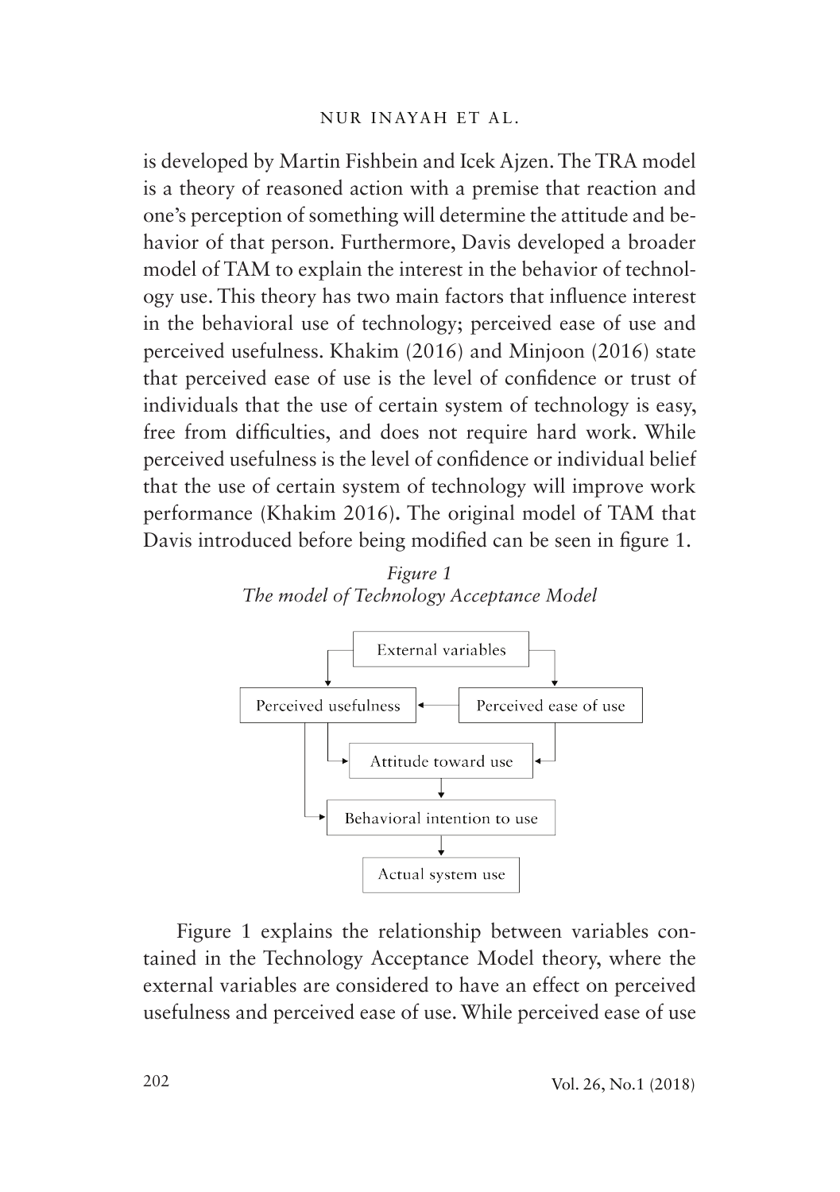is developed by Martin Fishbein and Icek Ajzen. The TRA model is a theory of reasoned action with a premise that reaction and one's perception of something will determine the attitude and behavior of that person. Furthermore, Davis developed a broader model of TAM to explain the interest in the behavior of technology use. This theory has two main factors that influence interest in the behavioral use of technology; perceived ease of use and perceived usefulness. Khakim (2016) and Minjoon (2016) state that perceived ease of use is the level of confidence or trust of individuals that the use of certain system of technology is easy, free from difficulties, and does not require hard work. While perceived usefulness is the level of confidence or individual belief that the use of certain system of technology will improve work performance (Khakim 2016). The original model of TAM that Davis introduced before being modified can be seen in figure 1.

*Figure 1*
*The model of Technology Acceptance Model*

External variables → Perceived usefulness; External variables → Perceived ease of use; Perceived ease of use → Perceived usefulness; Perceived usefulness → Attitude toward use; Perceived ease of use → Attitude toward use; Perceived usefulness → Behavioral intention to use; Attitude toward use → Behavioral intention to use; Behavioral intention to use → Actual system use

Figure 1 explains the relationship between variables contained in the Technology Acceptance Model theory, where the external variables are considered to have an effect on perceived usefulness and perceived ease of use. While perceived ease of use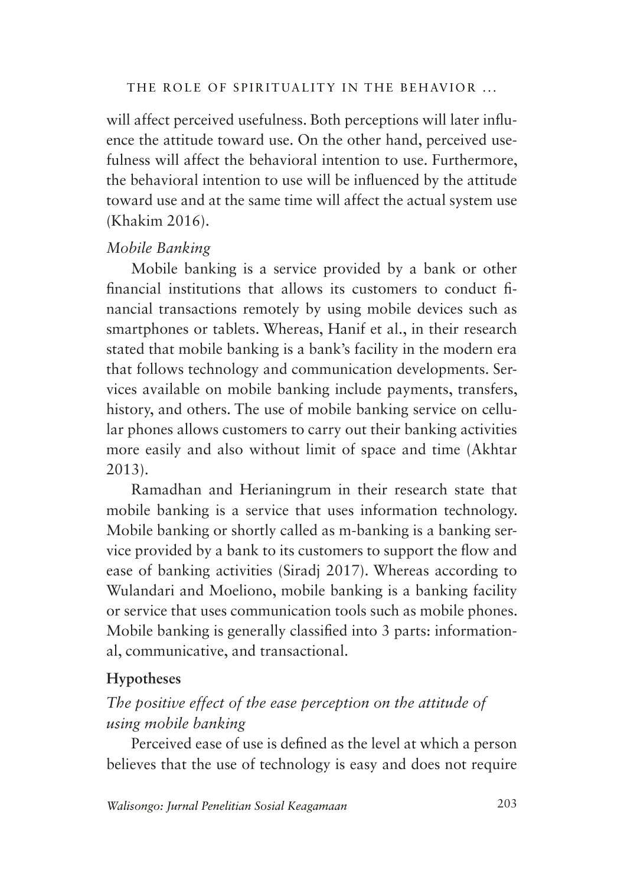will affect perceived usefulness. Both perceptions will later influence the attitude toward use. On the other hand, perceived usefulness will affect the behavioral intention to use. Furthermore, the behavioral intention to use will be influenced by the attitude toward use and at the same time will affect the actual system use (Khakim 2016).

*Mobile Banking*

Mobile banking is a service provided by a bank or other financial institutions that allows its customers to conduct financial transactions remotely by using mobile devices such as smartphones or tablets. Whereas, Hanif et al., in their research stated that mobile banking is a bank's facility in the modern era that follows technology and communication developments. Services available on mobile banking include payments, transfers, history, and others. The use of mobile banking service on cellular phones allows customers to carry out their banking activities more easily and also without limit of space and time (Akhtar 2013).

Ramadhan and Herianingrum in their research state that mobile banking is a service that uses information technology. Mobile banking or shortly called as m-banking is a banking service provided by a bank to its customers to support the flow and ease of banking activities (Siradj 2017). Whereas according to Wulandari and Moeliono, mobile banking is a banking facility or service that uses communication tools such as mobile phones. Mobile banking is generally classified into 3 parts: informational, communicative, and transactional.

**Hypotheses**

*The positive effect of the ease perception on the attitude of using mobile banking*

Perceived ease of use is defined as the level at which a person believes that the use of technology is easy and does not require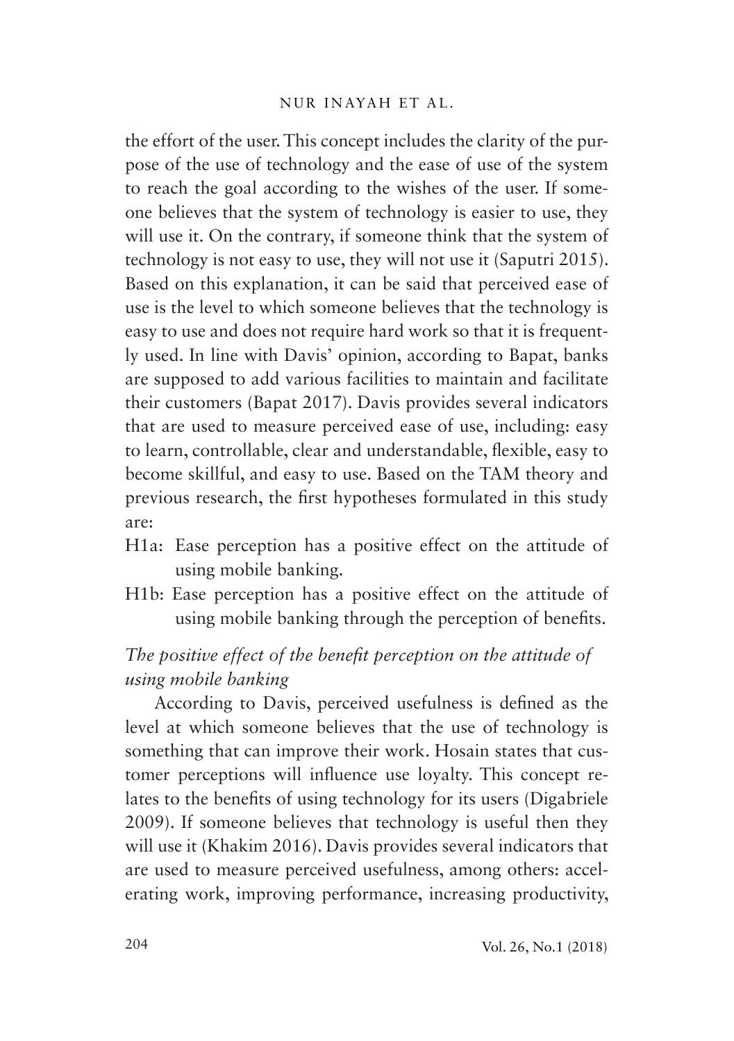the effort of the user. This concept includes the clarity of the purpose of the use of technology and the ease of use of the system to reach the goal according to the wishes of the user. If someone believes that the system of technology is easier to use, they will use it. On the contrary, if someone think that the system of technology is not easy to use, they will not use it (Saputri 2015). Based on this explanation, it can be said that perceived ease of use is the level to which someone believes that the technology is easy to use and does not require hard work so that it is frequently used. In line with Davis' opinion, according to Bapat, banks are supposed to add various facilities to maintain and facilitate their customers (Bapat 2017). Davis provides several indicators that are used to measure perceived ease of use, including: easy to learn, controllable, clear and understandable, flexible, easy to become skillful, and easy to use. Based on the TAM theory and previous research, the first hypotheses formulated in this study are:

- H1a: Ease perception has a positive effect on the attitude of using mobile banking.
- H1b: Ease perception has a positive effect on the attitude of using mobile banking through the perception of benefits.

*The positive effect of the benefit perception on the attitude of using mobile banking*

According to Davis, perceived usefulness is defined as the level at which someone believes that the use of technology is something that can improve their work. Hosain states that customer perceptions will influence use loyalty. This concept relates to the benefits of using technology for its users (Digabriele 2009). If someone believes that technology is useful then they will use it (Khakim 2016). Davis provides several indicators that are used to measure perceived usefulness, among others: accelerating work, improving performance, increasing productivity,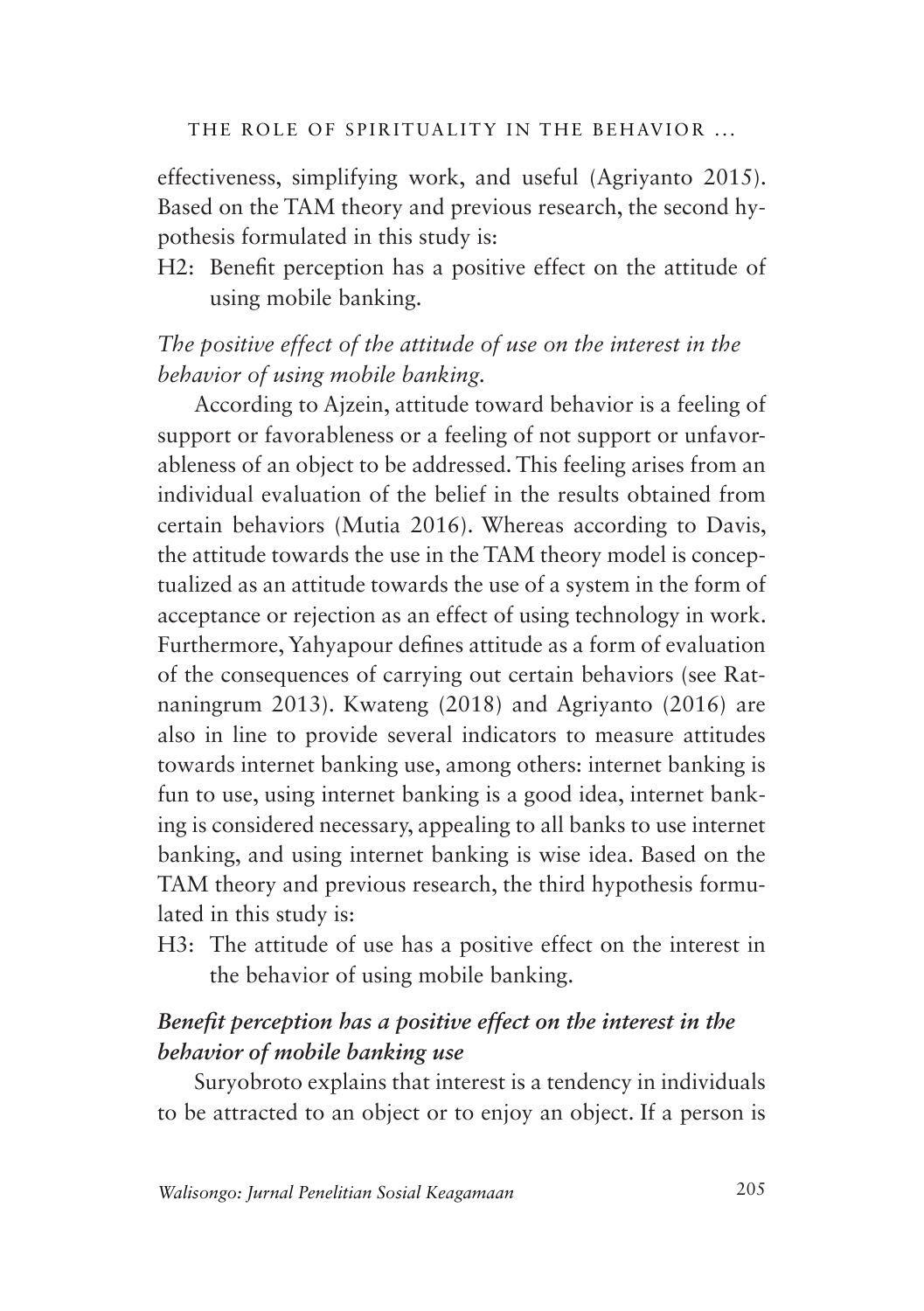effectiveness, simplifying work, and useful (Agriyanto 2015). Based on the TAM theory and previous research, the second hypothesis formulated in this study is:

H2: Benefit perception has a positive effect on the attitude of using mobile banking.

*The positive effect of the attitude of use on the interest in the behavior of using mobile banking.*

According to Ajzein, attitude toward behavior is a feeling of support or favorableness or a feeling of not support or unfavorableness of an object to be addressed. This feeling arises from an individual evaluation of the belief in the results obtained from certain behaviors (Mutia 2016). Whereas according to Davis, the attitude towards the use in the TAM theory model is conceptualized as an attitude towards the use of a system in the form of acceptance or rejection as an effect of using technology in work. Furthermore, Yahyapour defines attitude as a form of evaluation of the consequences of carrying out certain behaviors (see Ratnaningrum 2013). Kwateng (2018) and Agriyanto (2016) are also in line to provide several indicators to measure attitudes towards internet banking use, among others: internet banking is fun to use, using internet banking is a good idea, internet banking is considered necessary, appealing to all banks to use internet banking, and using internet banking is wise idea. Based on the TAM theory and previous research, the third hypothesis formulated in this study is:

H3: The attitude of use has a positive effect on the interest in the behavior of using mobile banking.

***Benefit perception has a positive effect on the interest in the behavior of mobile banking use***

Suryobroto explains that interest is a tendency in individuals to be attracted to an object or to enjoy an object. If a person is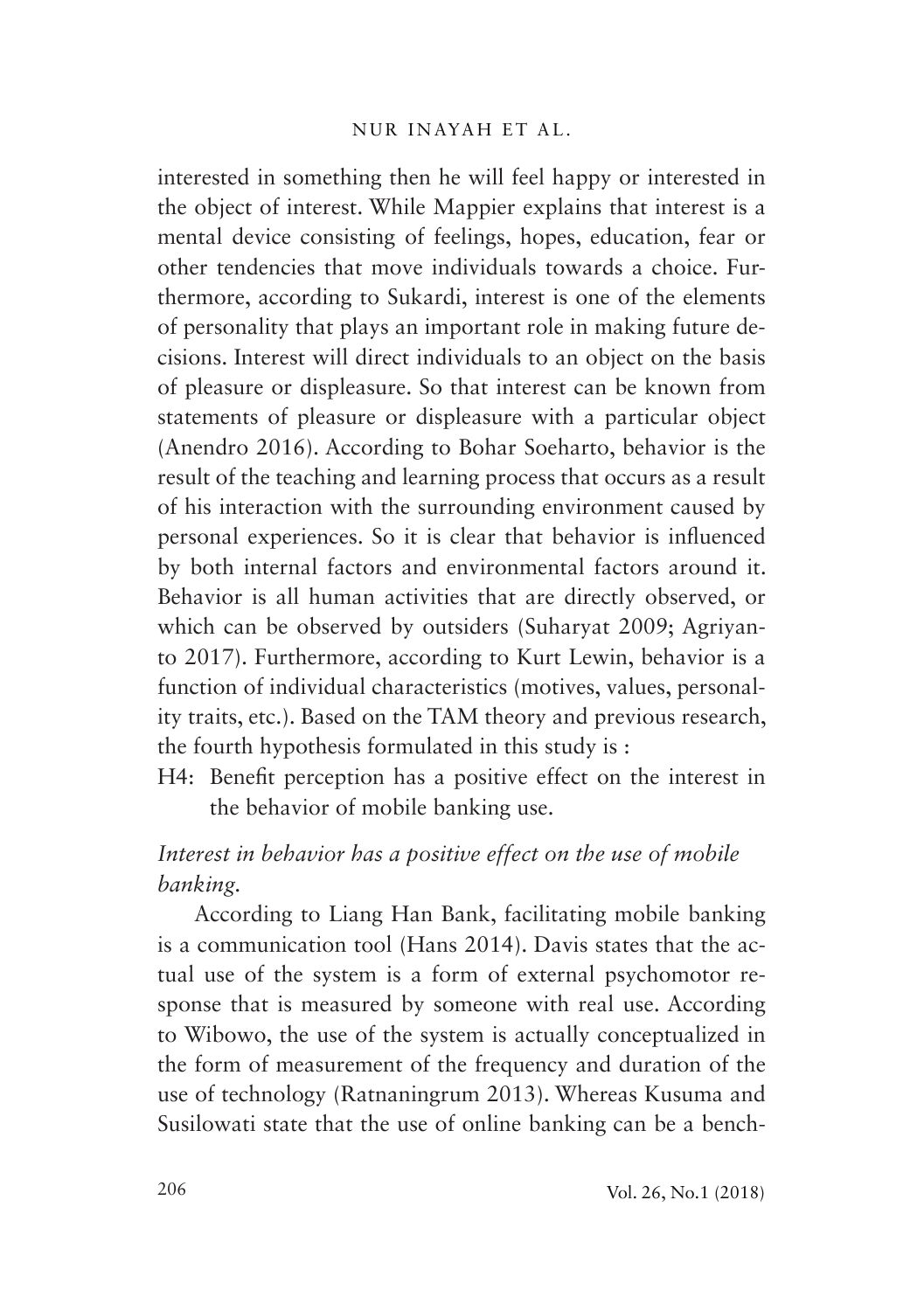interested in something then he will feel happy or interested in the object of interest. While Mappier explains that interest is a mental device consisting of feelings, hopes, education, fear or other tendencies that move individuals towards a choice. Furthermore, according to Sukardi, interest is one of the elements of personality that plays an important role in making future decisions. Interest will direct individuals to an object on the basis of pleasure or displeasure. So that interest can be known from statements of pleasure or displeasure with a particular object (Anendro 2016). According to Bohar Soeharto, behavior is the result of the teaching and learning process that occurs as a result of his interaction with the surrounding environment caused by personal experiences. So it is clear that behavior is influenced by both internal factors and environmental factors around it. Behavior is all human activities that are directly observed, or which can be observed by outsiders (Suharyat 2009; Agriyanto 2017). Furthermore, according to Kurt Lewin, behavior is a function of individual characteristics (motives, values, personality traits, etc.). Based on the TAM theory and previous research, the fourth hypothesis formulated in this study is :

H4: Benefit perception has a positive effect on the interest in the behavior of mobile banking use.

*Interest in behavior has a positive effect on the use of mobile banking.*

According to Liang Han Bank, facilitating mobile banking is a communication tool (Hans 2014). Davis states that the actual use of the system is a form of external psychomotor response that is measured by someone with real use. According to Wibowo, the use of the system is actually conceptualized in the form of measurement of the frequency and duration of the use of technology (Ratnaningrum 2013). Whereas Kusuma and Susilowati state that the use of online banking can be a bench-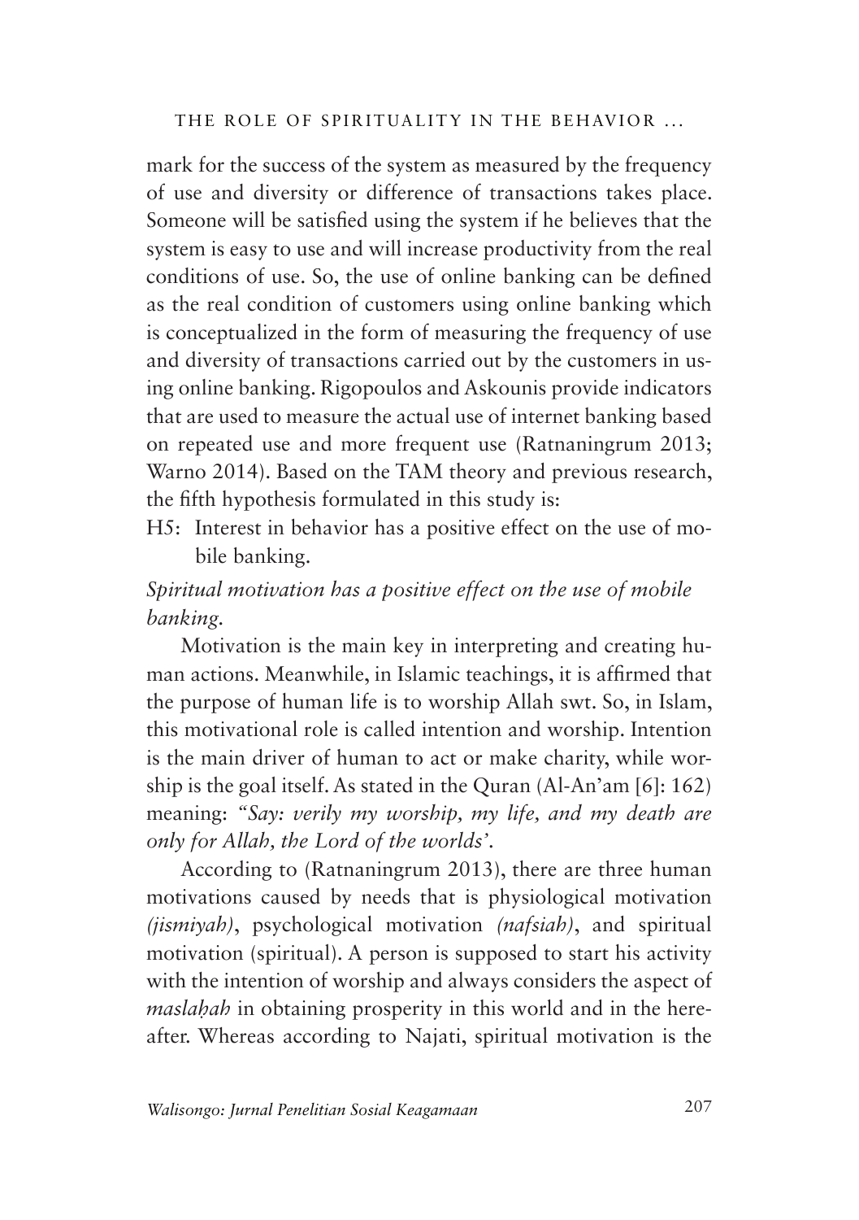mark for the success of the system as measured by the frequency of use and diversity or difference of transactions takes place. Someone will be satisfied using the system if he believes that the system is easy to use and will increase productivity from the real conditions of use. So, the use of online banking can be defined as the real condition of customers using online banking which is conceptualized in the form of measuring the frequency of use and diversity of transactions carried out by the customers in using online banking. Rigopoulos and Askounis provide indicators that are used to measure the actual use of internet banking based on repeated use and more frequent use (Ratnaningrum 2013; Warno 2014). Based on the TAM theory and previous research, the fifth hypothesis formulated in this study is:

H5: Interest in behavior has a positive effect on the use of mobile banking.

*Spiritual motivation has a positive effect on the use of mobile banking.*

Motivation is the main key in interpreting and creating human actions. Meanwhile, in Islamic teachings, it is affirmed that the purpose of human life is to worship Allah swt. So, in Islam, this motivational role is called intention and worship. Intention is the main driver of human to act or make charity, while worship is the goal itself. As stated in the Quran (Al-An'am [6]: 162) meaning: *"Say: verily my worship, my life, and my death are only for Allah, the Lord of the worlds'.*

According to (Ratnaningrum 2013), there are three human motivations caused by needs that is physiological motivation *(jismiyah)*, psychological motivation *(nafsiah)*, and spiritual motivation (spiritual). A person is supposed to start his activity with the intention of worship and always considers the aspect of *maslaḥah* in obtaining prosperity in this world and in the hereafter. Whereas according to Najati, spiritual motivation is the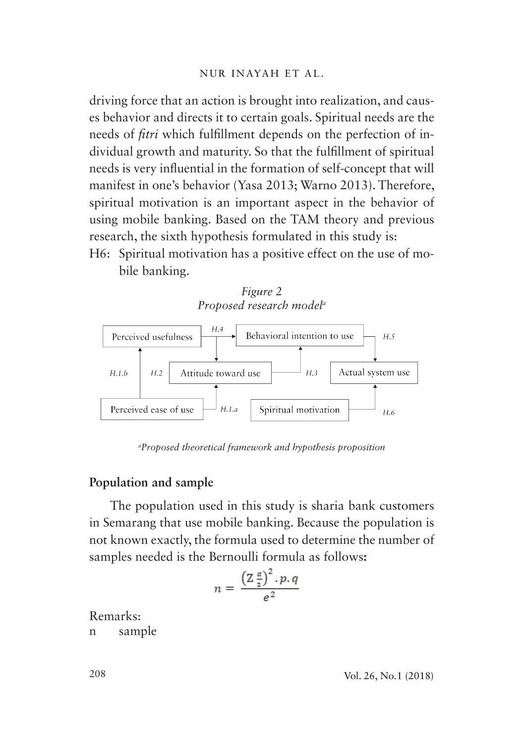driving force that an action is brought into realization, and causes behavior and directs it to certain goals. Spiritual needs are the needs of *fitri* which fulfillment depends on the perfection of individual growth and maturity. So that the fulfillment of spiritual needs is very influential in the formation of self-concept that will manifest in one's behavior (Yasa 2013; Warno 2013). Therefore, spiritual motivation is an important aspect in the behavior of using mobile banking. Based on the TAM theory and previous research, the sixth hypothesis formulated in this study is:

H6: Spiritual motivation has a positive effect on the use of mobile banking.

*Figure 2*
*Proposed research model*[a]

Perceived usefulness — H.4 → Behavioral intention to use — H.5 → Actual system use

Perceived ease of use — H.1.b → Perceived usefulness; H.2; Perceived ease of use — H.1.a → Attitude toward use — H.3 → Behavioral intention to use

Spiritual motivation — H.6 → Actual system use

[a]*Proposed theoretical framework and hypothesis proposition*

## Population and sample

The population used in this study is sharia bank customers in Semarang that use mobile banking. Because the population is not known exactly, the formula used to determine the number of samples needed is the Bernoulli formula as follows:

$$n = \frac{\left(Z\frac{\alpha}{2}\right)^2 . p . q}{e^2}$$

Remarks:

n sample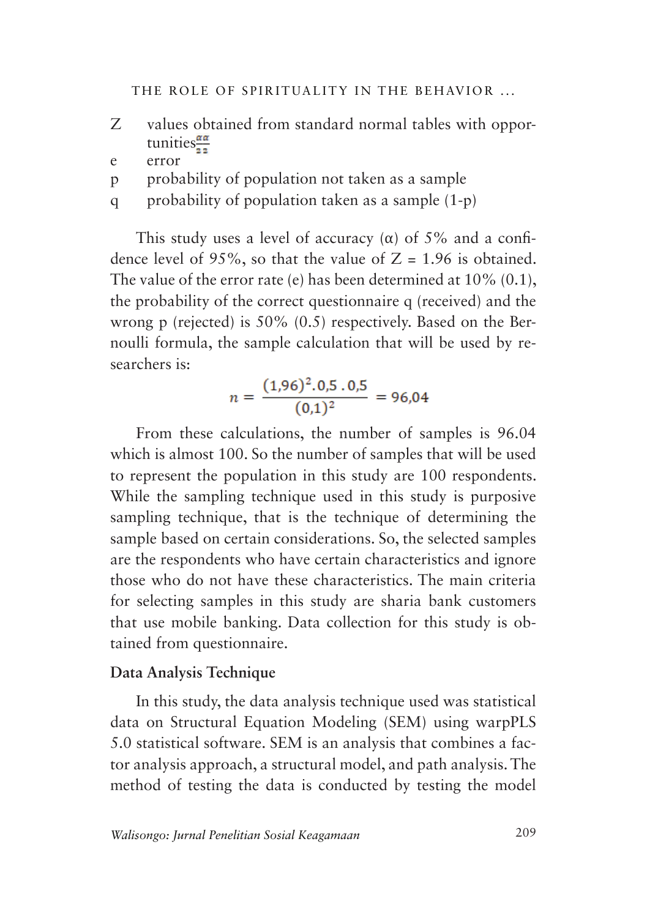| | |
|---|---|
| Z | values obtained from standard normal tables with opportunities$\frac{\alpha\alpha}{2\,2}$ |
| e | error |
| p | probability of population not taken as a sample |
| q | probability of population taken as a sample (1-p) |

This study uses a level of accuracy (α) of 5% and a confidence level of 95%, so that the value of Z = 1.96 is obtained. The value of the error rate (e) has been determined at 10% (0.1), the probability of the correct questionnaire q (received) and the wrong p (rejected) is 50% (0.5) respectively. Based on the Bernoulli formula, the sample calculation that will be used by researchers is:

$$n = \frac{(1{,}96)^2 . 0{,}5 \,. 0{,}5}{(0{,}1)^2} = 96{,}04$$

From these calculations, the number of samples is 96.04 which is almost 100. So the number of samples that will be used to represent the population in this study are 100 respondents. While the sampling technique used in this study is purposive sampling technique, that is the technique of determining the sample based on certain considerations. So, the selected samples are the respondents who have certain characteristics and ignore those who do not have these characteristics. The main criteria for selecting samples in this study are sharia bank customers that use mobile banking. Data collection for this study is obtained from questionnaire.

**Data Analysis Technique**

In this study, the data analysis technique used was statistical data on Structural Equation Modeling (SEM) using warpPLS 5.0 statistical software. SEM is an analysis that combines a factor analysis approach, a structural model, and path analysis. The method of testing the data is conducted by testing the model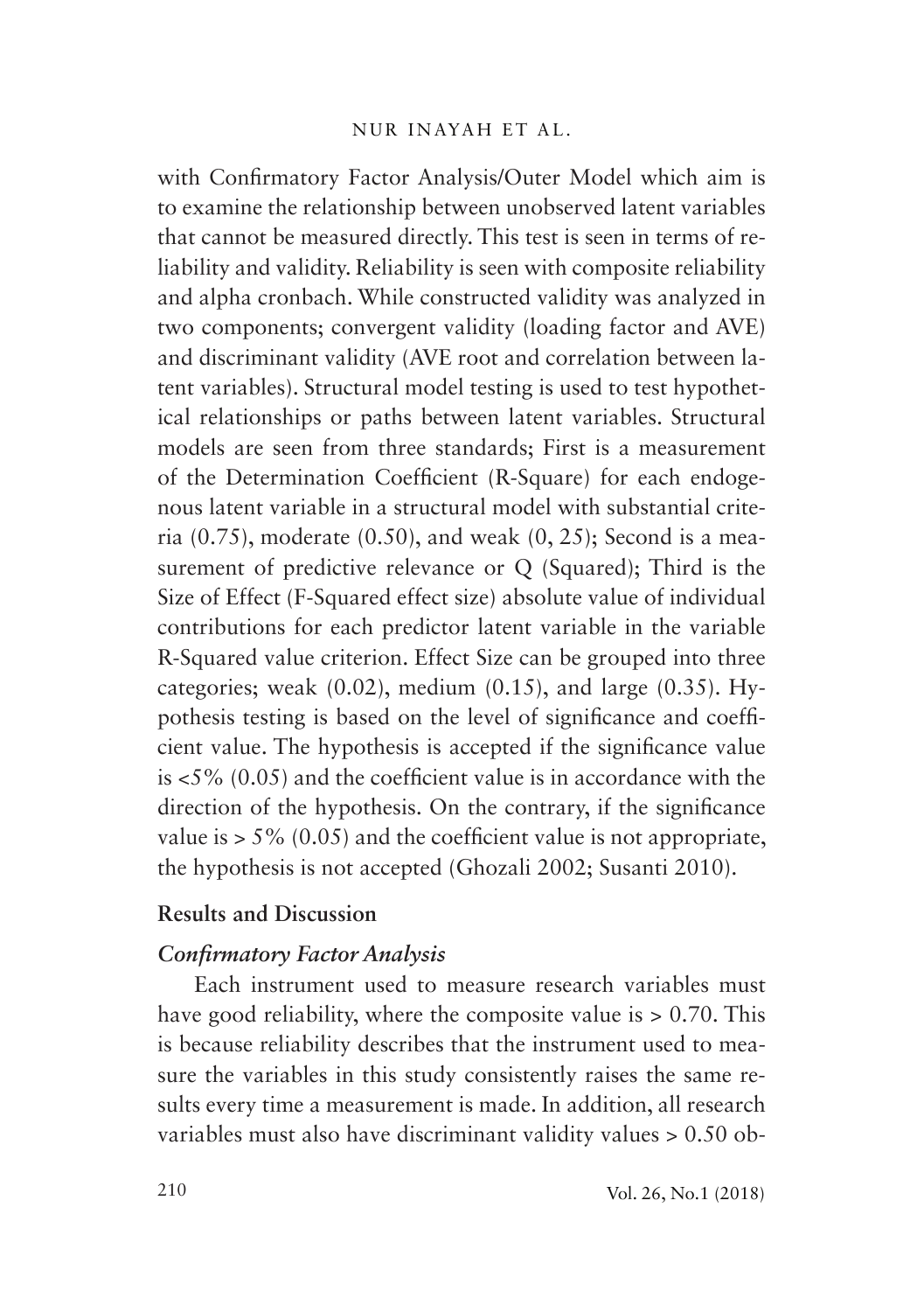with Confirmatory Factor Analysis/Outer Model which aim is to examine the relationship between unobserved latent variables that cannot be measured directly. This test is seen in terms of reliability and validity. Reliability is seen with composite reliability and alpha cronbach. While constructed validity was analyzed in two components; convergent validity (loading factor and AVE) and discriminant validity (AVE root and correlation between latent variables). Structural model testing is used to test hypothetical relationships or paths between latent variables. Structural models are seen from three standards; First is a measurement of the Determination Coefficient (R-Square) for each endogenous latent variable in a structural model with substantial criteria (0.75), moderate (0.50), and weak (0, 25); Second is a measurement of predictive relevance or Q (Squared); Third is the Size of Effect (F-Squared effect size) absolute value of individual contributions for each predictor latent variable in the variable R-Squared value criterion. Effect Size can be grouped into three categories; weak (0.02), medium (0.15), and large (0.35). Hypothesis testing is based on the level of significance and coefficient value. The hypothesis is accepted if the significance value is <5% (0.05) and the coefficient value is in accordance with the direction of the hypothesis. On the contrary, if the significance value is > 5% (0.05) and the coefficient value is not appropriate, the hypothesis is not accepted (Ghozali 2002; Susanti 2010).

## Results and Discussion

### *Confirmatory Factor Analysis*

Each instrument used to measure research variables must have good reliability, where the composite value is > 0.70. This is because reliability describes that the instrument used to measure the variables in this study consistently raises the same results every time a measurement is made. In addition, all research variables must also have discriminant validity values > 0.50 ob-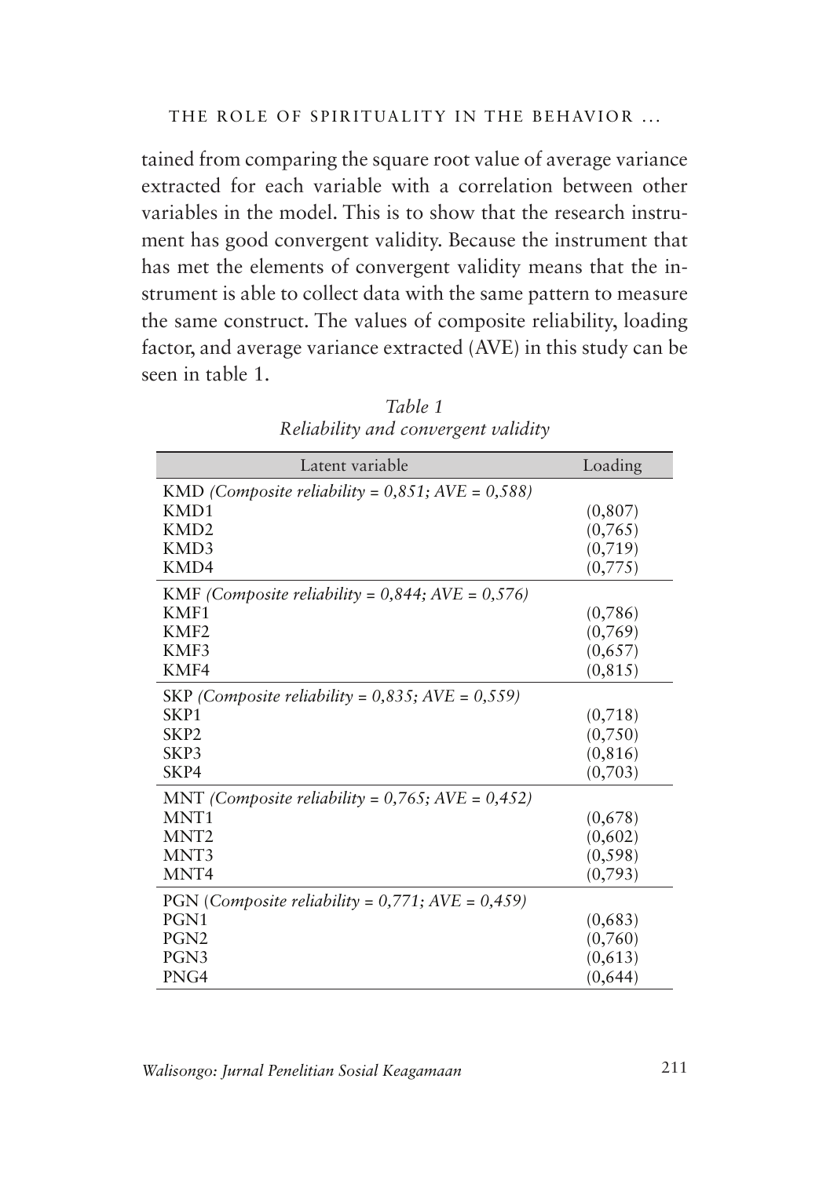tained from comparing the square root value of average variance extracted for each variable with a correlation between other variables in the model. This is to show that the research instrument has good convergent validity. Because the instrument that has met the elements of convergent validity means that the instrument is able to collect data with the same pattern to measure the same construct. The values of composite reliability, loading factor, and average variance extracted (AVE) in this study can be seen in table 1.

*Table 1*
*Reliability and convergent validity*

| Latent variable | Loading |
|---|---|
| KMD *(Composite reliability = 0,851; AVE = 0,588)* | |
| KMD1 | (0,807) |
| KMD2 | (0,765) |
| KMD3 | (0,719) |
| KMD4 | (0,775) |
| KMF *(Composite reliability = 0,844; AVE = 0,576)* | |
| KMF1 | (0,786) |
| KMF2 | (0,769) |
| KMF3 | (0,657) |
| KMF4 | (0,815) |
| SKP *(Composite reliability = 0,835; AVE = 0,559)* | |
| SKP1 | (0,718) |
| SKP2 | (0,750) |
| SKP3 | (0,816) |
| SKP4 | (0,703) |
| MNT *(Composite reliability = 0,765; AVE = 0,452)* | |
| MNT1 | (0,678) |
| MNT2 | (0,602) |
| MNT3 | (0,598) |
| MNT4 | (0,793) |
| PGN (*Composite reliability = 0,771; AVE = 0,459)* | |
| PGN1 | (0,683) |
| PGN2 | (0,760) |
| PGN3 | (0,613) |
| PNG4 | (0,644) |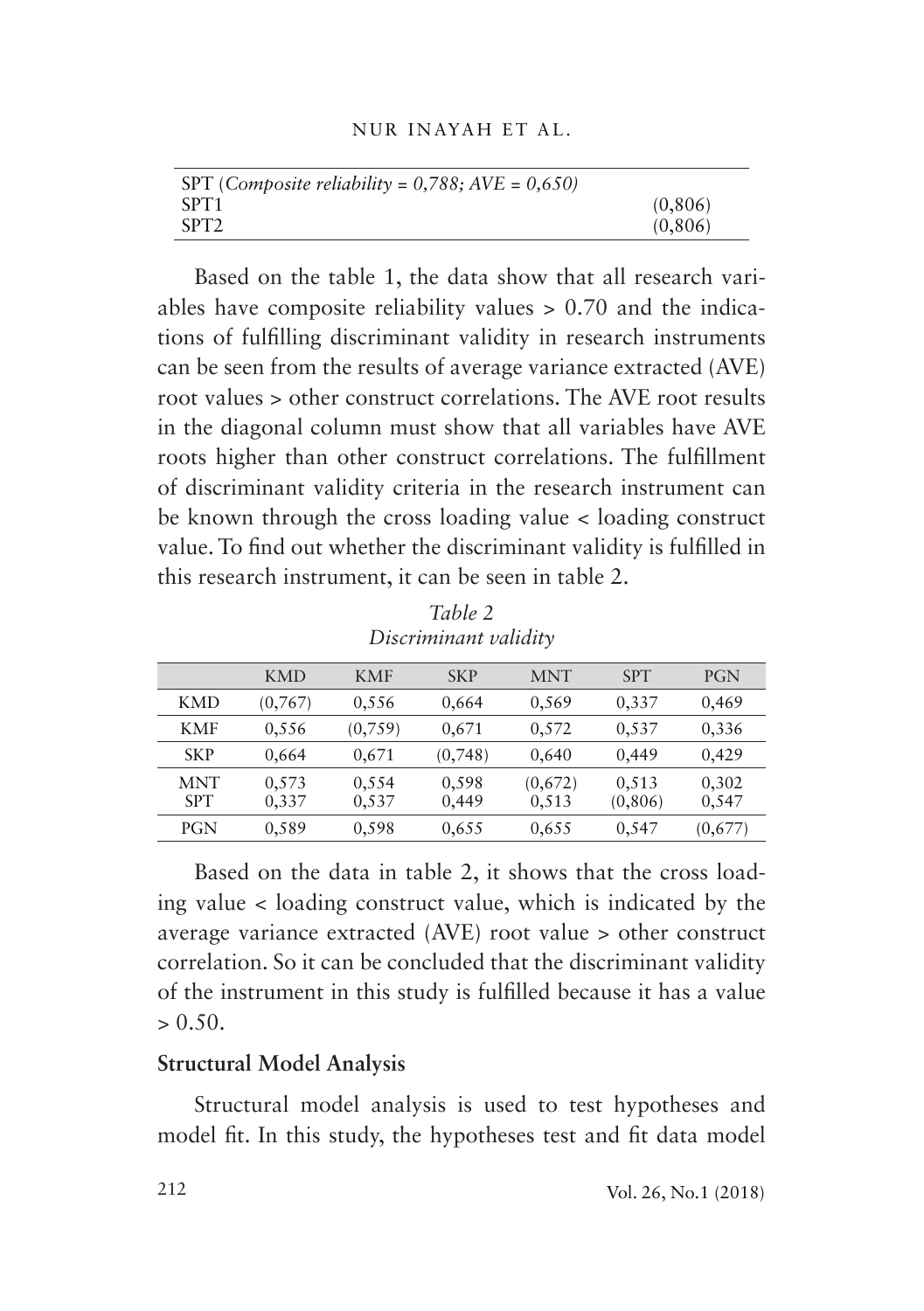| SPT (*Composite reliability = 0,788; AVE = 0,650)* | |
|---|---|
| SPT1 | (0,806) |
| SPT2 | (0,806) |

Based on the table 1, the data show that all research variables have composite reliability values > 0.70 and the indications of fulfilling discriminant validity in research instruments can be seen from the results of average variance extracted (AVE) root values > other construct correlations. The AVE root results in the diagonal column must show that all variables have AVE roots higher than other construct correlations. The fulfillment of discriminant validity criteria in the research instrument can be known through the cross loading value < loading construct value. To find out whether the discriminant validity is fulfilled in this research instrument, it can be seen in table 2.

*Table 2*
*Discriminant validity*

| | KMD | KMF | SKP | MNT | SPT | PGN |
|---|---|---|---|---|---|---|
| KMD | (0,767) | 0,556 | 0,664 | 0,569 | 0,337 | 0,469 |
| KMF | 0,556 | (0,759) | 0,671 | 0,572 | 0,537 | 0,336 |
| SKP | 0,664 | 0,671 | (0,748) | 0,640 | 0,449 | 0,429 |
| MNT | 0,573 | 0,554 | 0,598 | (0,672) | 0,513 | 0,302 |
| SPT | 0,337 | 0,537 | 0,449 | 0,513 | (0,806) | 0,547 |
| PGN | 0,589 | 0,598 | 0,655 | 0,655 | 0,547 | (0,677) |

Based on the data in table 2, it shows that the cross loading value < loading construct value, which is indicated by the average variance extracted (AVE) root value > other construct correlation. So it can be concluded that the discriminant validity of the instrument in this study is fulfilled because it has a value > 0.50.

**Structural Model Analysis**

Structural model analysis is used to test hypotheses and model fit. In this study, the hypotheses test and fit data model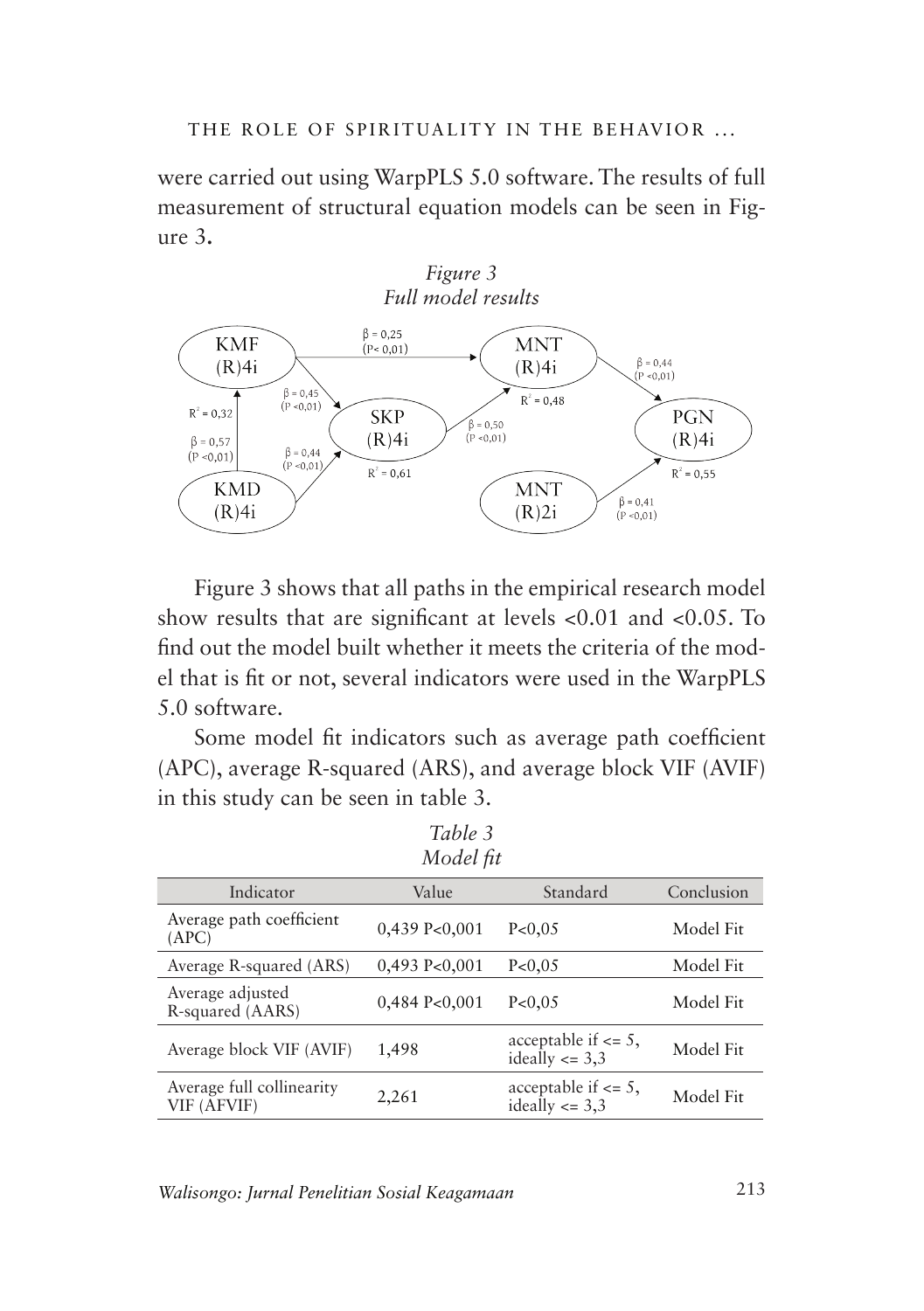were carried out using WarpPLS 5.0 software. The results of full measurement of structural equation models can be seen in Figure 3.

*Figure 3*
*Full model results*

Figure 3 shows that all paths in the empirical research model show results that are significant at levels <0.01 and <0.05. To find out the model built whether it meets the criteria of the model that is fit or not, several indicators were used in the WarpPLS 5.0 software.

Some model fit indicators such as average path coefficient (APC), average R-squared (ARS), and average block VIF (AVIF) in this study can be seen in table 3.

*Table 3*
*Model fit*

| Indicator | Value | Standard | Conclusion |
|---|---|---|---|
| Average path coefficient (APC) | 0,439 P<0,001 | P<0,05 | Model Fit |
| Average R-squared (ARS) | 0,493 P<0,001 | P<0,05 | Model Fit |
| Average adjusted R-squared (AARS) | 0,484 P<0,001 | P<0,05 | Model Fit |
| Average block VIF (AVIF) | 1,498 | acceptable if <= 5, ideally <= 3,3 | Model Fit |
| Average full collinearity VIF (AFVIF) | 2,261 | acceptable if <= 5, ideally <= 3,3 | Model Fit |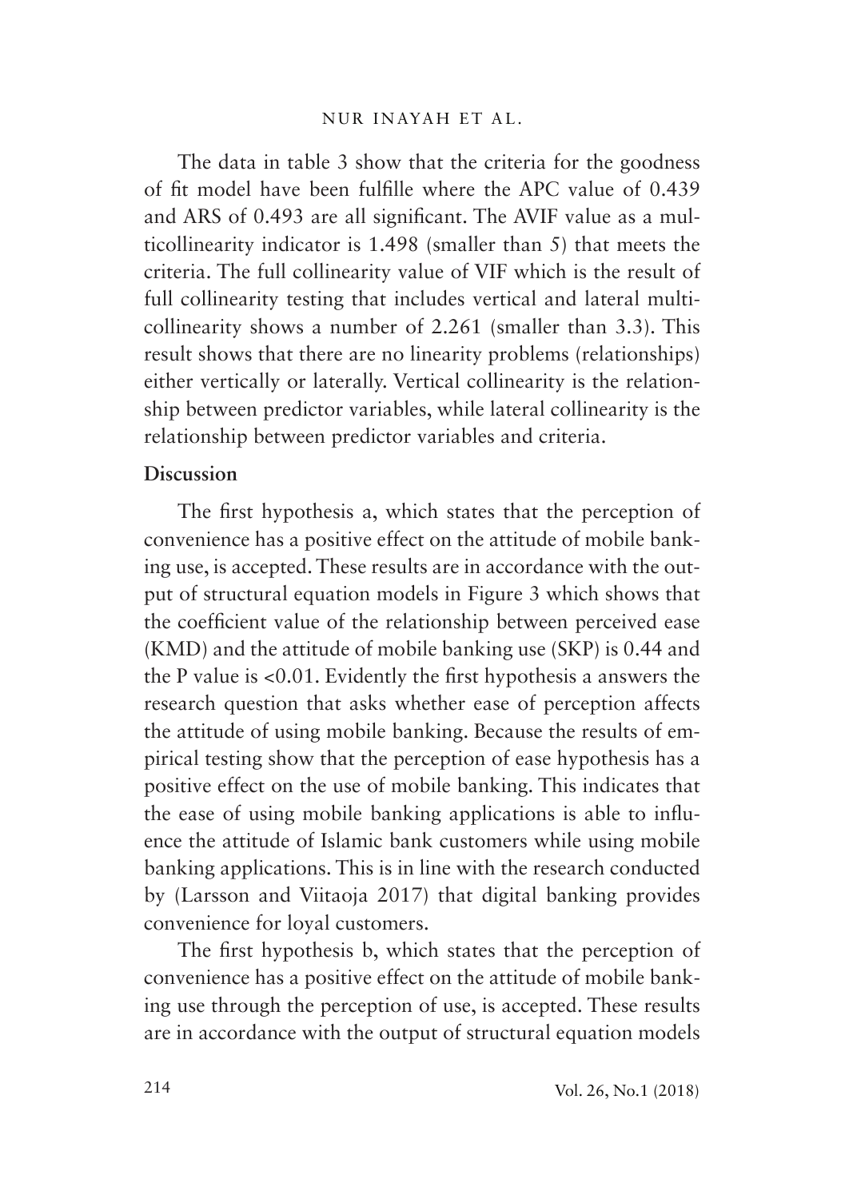The data in table 3 show that the criteria for the goodness of fit model have been fulfille where the APC value of 0.439 and ARS of 0.493 are all significant. The AVIF value as a multicollinearity indicator is 1.498 (smaller than 5) that meets the criteria. The full collinearity value of VIF which is the result of full collinearity testing that includes vertical and lateral multicollinearity shows a number of 2.261 (smaller than 3.3). This result shows that there are no linearity problems (relationships) either vertically or laterally. Vertical collinearity is the relationship between predictor variables, while lateral collinearity is the relationship between predictor variables and criteria.

**Discussion**

The first hypothesis a, which states that the perception of convenience has a positive effect on the attitude of mobile banking use, is accepted. These results are in accordance with the output of structural equation models in Figure 3 which shows that the coefficient value of the relationship between perceived ease (KMD) and the attitude of mobile banking use (SKP) is 0.44 and the P value is <0.01. Evidently the first hypothesis a answers the research question that asks whether ease of perception affects the attitude of using mobile banking. Because the results of empirical testing show that the perception of ease hypothesis has a positive effect on the use of mobile banking. This indicates that the ease of using mobile banking applications is able to influence the attitude of Islamic bank customers while using mobile banking applications. This is in line with the research conducted by (Larsson and Viitaoja 2017) that digital banking provides convenience for loyal customers.

The first hypothesis b, which states that the perception of convenience has a positive effect on the attitude of mobile banking use through the perception of use, is accepted. These results are in accordance with the output of structural equation models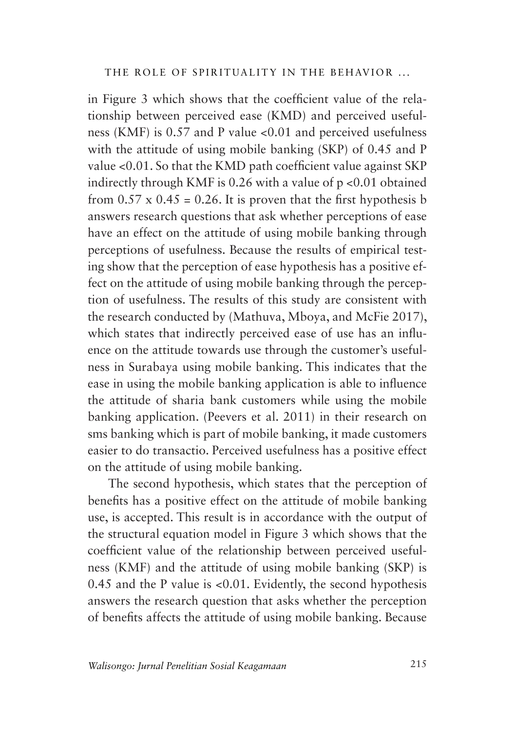in Figure 3 which shows that the coefficient value of the relationship between perceived ease (KMD) and perceived usefulness (KMF) is 0.57 and P value <0.01 and perceived usefulness with the attitude of using mobile banking (SKP) of 0.45 and P value <0.01. So that the KMD path coefficient value against SKP indirectly through KMF is 0.26 with a value of p <0.01 obtained from 0.57 x 0.45 = 0.26. It is proven that the first hypothesis b answers research questions that ask whether perceptions of ease have an effect on the attitude of using mobile banking through perceptions of usefulness. Because the results of empirical testing show that the perception of ease hypothesis has a positive effect on the attitude of using mobile banking through the perception of usefulness. The results of this study are consistent with the research conducted by (Mathuva, Mboya, and McFie 2017), which states that indirectly perceived ease of use has an influence on the attitude towards use through the customer's usefulness in Surabaya using mobile banking. This indicates that the ease in using the mobile banking application is able to influence the attitude of sharia bank customers while using the mobile banking application. (Peevers et al. 2011) in their research on sms banking which is part of mobile banking, it made customers easier to do transactio. Perceived usefulness has a positive effect on the attitude of using mobile banking.

The second hypothesis, which states that the perception of benefits has a positive effect on the attitude of mobile banking use, is accepted. This result is in accordance with the output of the structural equation model in Figure 3 which shows that the coefficient value of the relationship between perceived usefulness (KMF) and the attitude of using mobile banking (SKP) is 0.45 and the P value is <0.01. Evidently, the second hypothesis answers the research question that asks whether the perception of benefits affects the attitude of using mobile banking. Because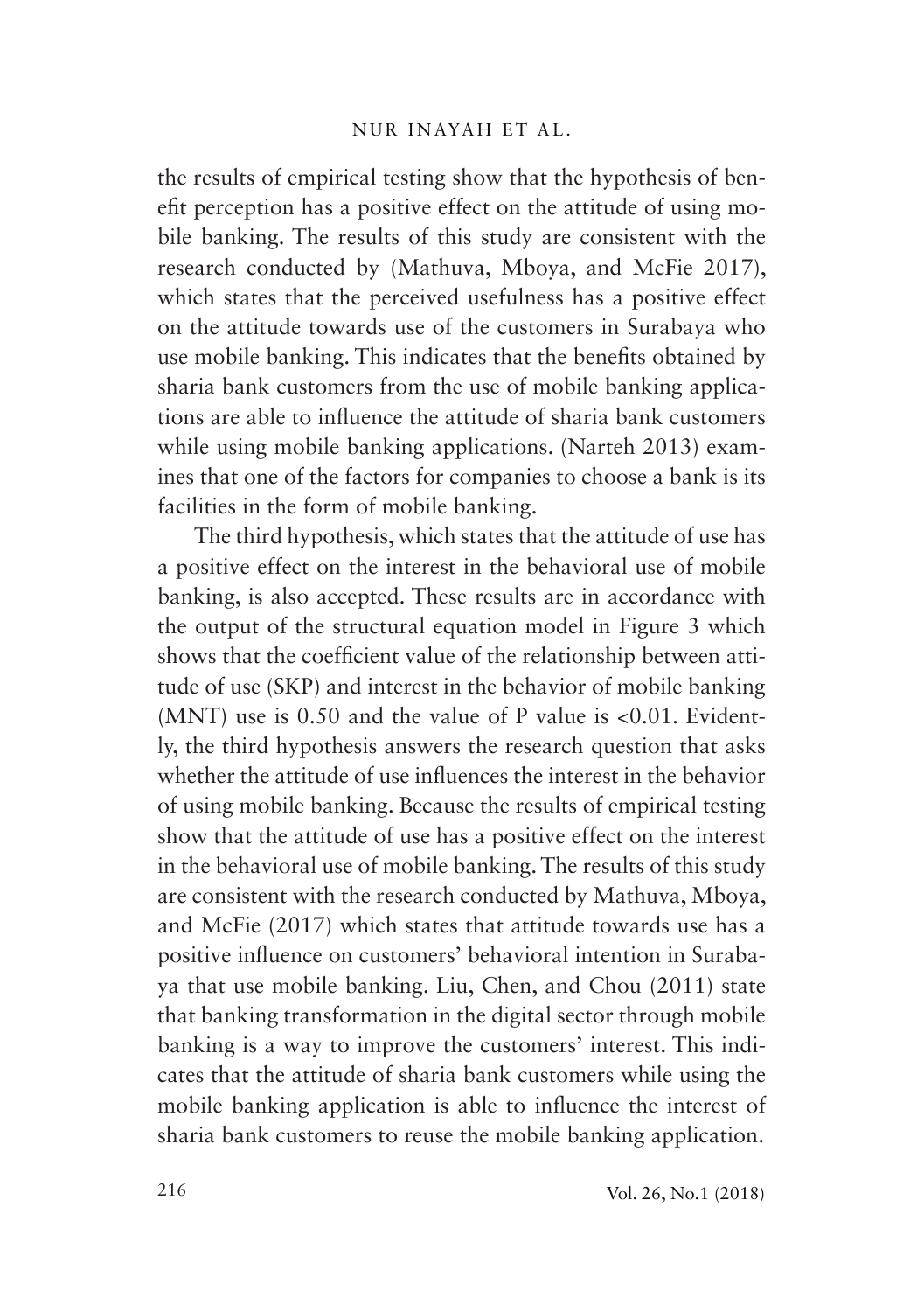the results of empirical testing show that the hypothesis of benefit perception has a positive effect on the attitude of using mobile banking. The results of this study are consistent with the research conducted by (Mathuva, Mboya, and McFie 2017), which states that the perceived usefulness has a positive effect on the attitude towards use of the customers in Surabaya who use mobile banking. This indicates that the benefits obtained by sharia bank customers from the use of mobile banking applications are able to influence the attitude of sharia bank customers while using mobile banking applications. (Narteh 2013) examines that one of the factors for companies to choose a bank is its facilities in the form of mobile banking.

The third hypothesis, which states that the attitude of use has a positive effect on the interest in the behavioral use of mobile banking, is also accepted. These results are in accordance with the output of the structural equation model in Figure 3 which shows that the coefficient value of the relationship between attitude of use (SKP) and interest in the behavior of mobile banking (MNT) use is 0.50 and the value of P value is <0.01. Evidently, the third hypothesis answers the research question that asks whether the attitude of use influences the interest in the behavior of using mobile banking. Because the results of empirical testing show that the attitude of use has a positive effect on the interest in the behavioral use of mobile banking. The results of this study are consistent with the research conducted by Mathuva, Mboya, and McFie (2017) which states that attitude towards use has a positive influence on customers' behavioral intention in Surabaya that use mobile banking. Liu, Chen, and Chou (2011) state that banking transformation in the digital sector through mobile banking is a way to improve the customers' interest. This indicates that the attitude of sharia bank customers while using the mobile banking application is able to influence the interest of sharia bank customers to reuse the mobile banking application.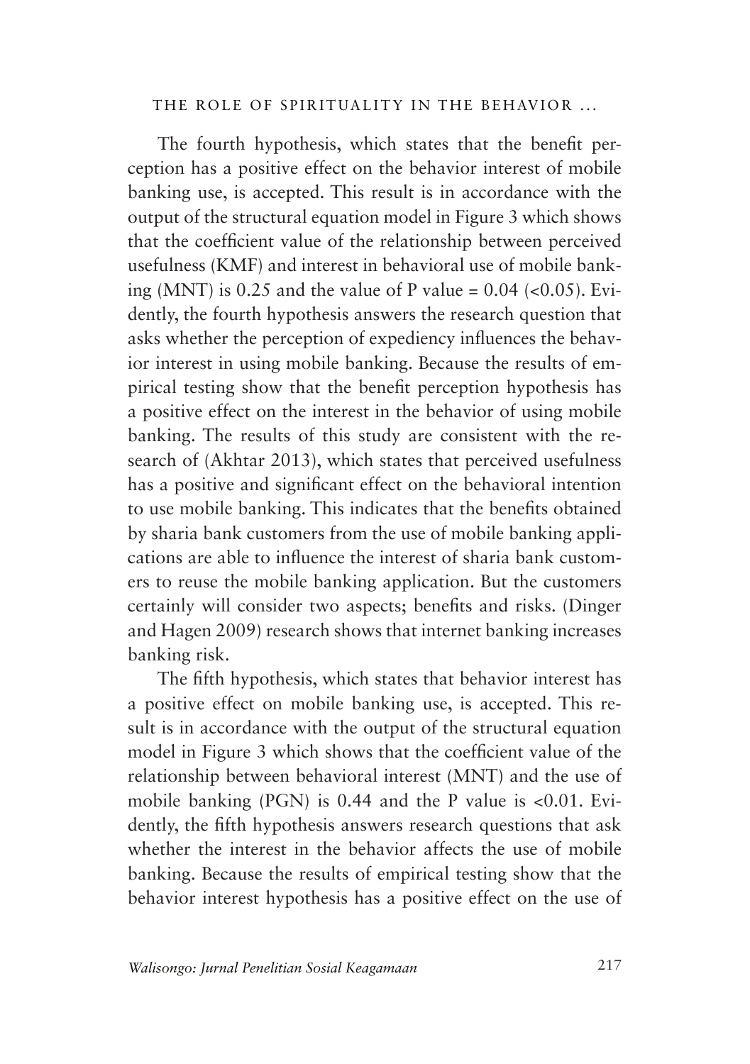The fourth hypothesis, which states that the benefit perception has a positive effect on the behavior interest of mobile banking use, is accepted. This result is in accordance with the output of the structural equation model in Figure 3 which shows that the coefficient value of the relationship between perceived usefulness (KMF) and interest in behavioral use of mobile banking (MNT) is 0.25 and the value of P value = 0.04 (<0.05). Evidently, the fourth hypothesis answers the research question that asks whether the perception of expediency influences the behavior interest in using mobile banking. Because the results of empirical testing show that the benefit perception hypothesis has a positive effect on the interest in the behavior of using mobile banking. The results of this study are consistent with the research of (Akhtar 2013), which states that perceived usefulness has a positive and significant effect on the behavioral intention to use mobile banking. This indicates that the benefits obtained by sharia bank customers from the use of mobile banking applications are able to influence the interest of sharia bank customers to reuse the mobile banking application. But the customers certainly will consider two aspects; benefits and risks. (Dinger and Hagen 2009) research shows that internet banking increases banking risk.

The fifth hypothesis, which states that behavior interest has a positive effect on mobile banking use, is accepted. This result is in accordance with the output of the structural equation model in Figure 3 which shows that the coefficient value of the relationship between behavioral interest (MNT) and the use of mobile banking (PGN) is 0.44 and the P value is <0.01. Evidently, the fifth hypothesis answers research questions that ask whether the interest in the behavior affects the use of mobile banking. Because the results of empirical testing show that the behavior interest hypothesis has a positive effect on the use of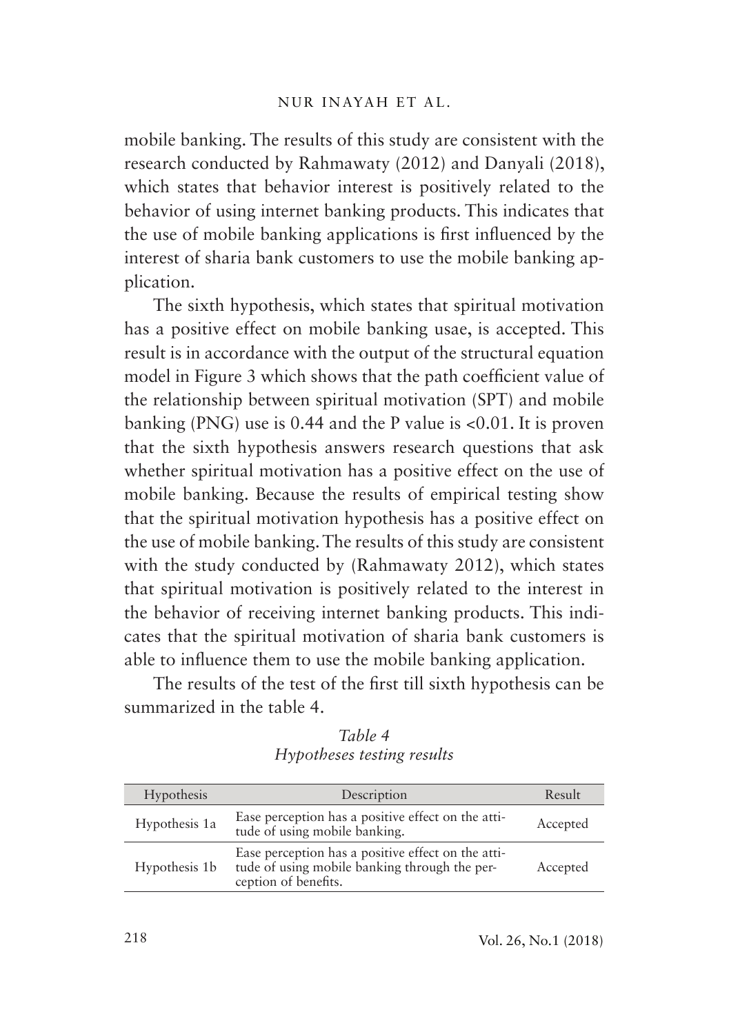mobile banking. The results of this study are consistent with the research conducted by Rahmawaty (2012) and Danyali (2018), which states that behavior interest is positively related to the behavior of using internet banking products. This indicates that the use of mobile banking applications is first influenced by the interest of sharia bank customers to use the mobile banking application.

The sixth hypothesis, which states that spiritual motivation has a positive effect on mobile banking usae, is accepted. This result is in accordance with the output of the structural equation model in Figure 3 which shows that the path coefficient value of the relationship between spiritual motivation (SPT) and mobile banking (PNG) use is 0.44 and the P value is <0.01. It is proven that the sixth hypothesis answers research questions that ask whether spiritual motivation has a positive effect on the use of mobile banking. Because the results of empirical testing show that the spiritual motivation hypothesis has a positive effect on the use of mobile banking. The results of this study are consistent with the study conducted by (Rahmawaty 2012), which states that spiritual motivation is positively related to the interest in the behavior of receiving internet banking products. This indicates that the spiritual motivation of sharia bank customers is able to influence them to use the mobile banking application.

The results of the test of the first till sixth hypothesis can be summarized in the table 4.

*Table 4*
*Hypotheses testing results*

| Hypothesis | Description | Result |
|---|---|---|
| Hypothesis 1a | Ease perception has a positive effect on the attitude of using mobile banking. | Accepted |
| Hypothesis 1b | Ease perception has a positive effect on the attitude of using mobile banking through the perception of benefits. | Accepted |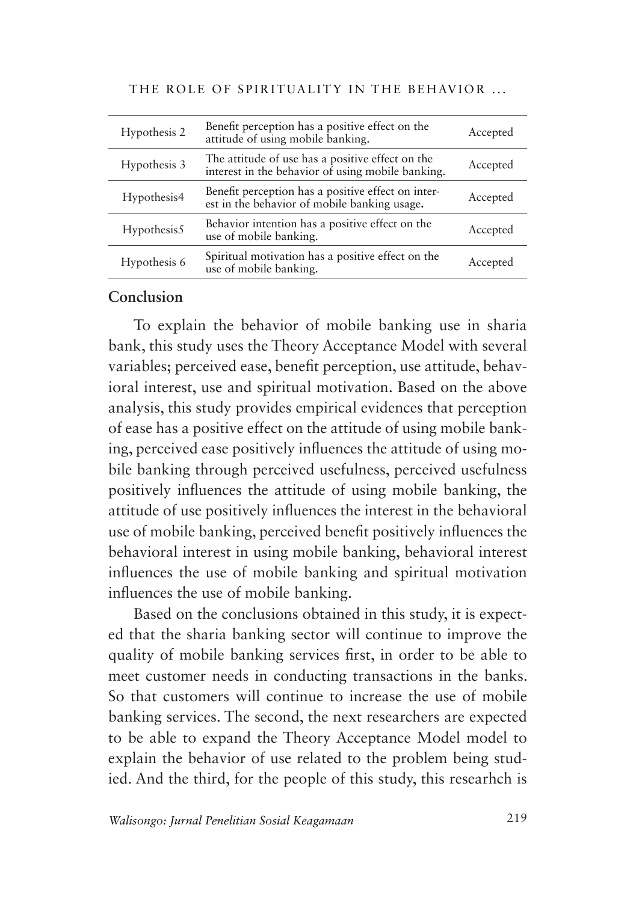| Hypothesis 2 | Benefit perception has a positive effect on the attitude of using mobile banking. | Accepted |
|---|---|---|
| Hypothesis 3 | The attitude of use has a positive effect on the interest in the behavior of using mobile banking. | Accepted |
| Hypothesis4 | Benefit perception has a positive effect on interest in the behavior of mobile banking usage. | Accepted |
| Hypothesis5 | Behavior intention has a positive effect on the use of mobile banking. | Accepted |
| Hypothesis 6 | Spiritual motivation has a positive effect on the use of mobile banking. | Accepted |

## Conclusion

To explain the behavior of mobile banking use in sharia bank, this study uses the Theory Acceptance Model with several variables; perceived ease, benefit perception, use attitude, behavioral interest, use and spiritual motivation. Based on the above analysis, this study provides empirical evidences that perception of ease has a positive effect on the attitude of using mobile banking, perceived ease positively influences the attitude of using mobile banking through perceived usefulness, perceived usefulness positively influences the attitude of using mobile banking, the attitude of use positively influences the interest in the behavioral use of mobile banking, perceived benefit positively influences the behavioral interest in using mobile banking, behavioral interest influences the use of mobile banking and spiritual motivation influences the use of mobile banking.

Based on the conclusions obtained in this study, it is expected that the sharia banking sector will continue to improve the quality of mobile banking services first, in order to be able to meet customer needs in conducting transactions in the banks. So that customers will continue to increase the use of mobile banking services. The second, the next researchers are expected to be able to expand the Theory Acceptance Model model to explain the behavior of use related to the problem being studied. And the third, for the people of this study, this researhch is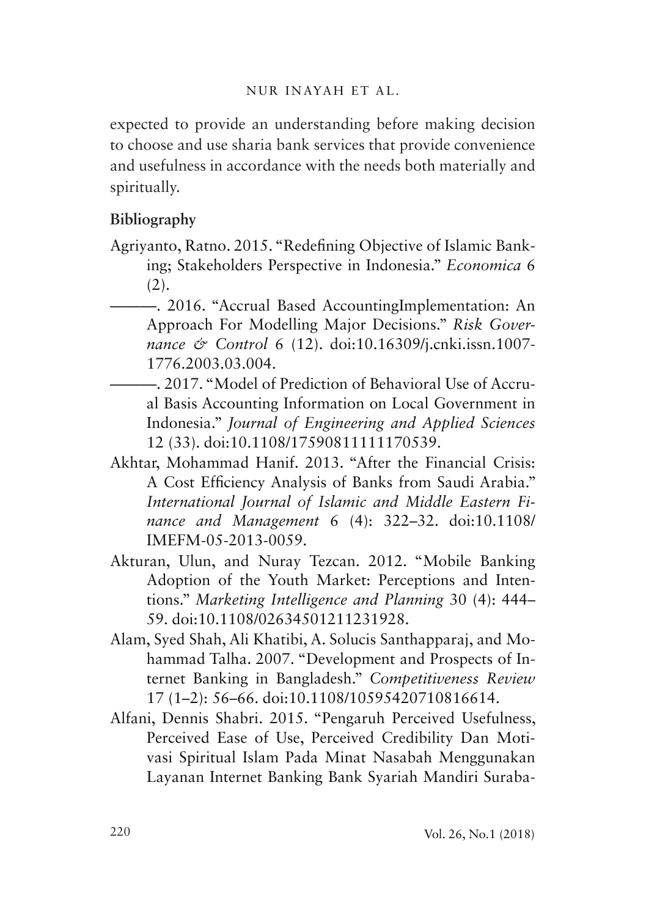expected to provide an understanding before making decision to choose and use sharia bank services that provide convenience and usefulness in accordance with the needs both materially and spiritually.

**Bibliography**

Agriyanto, Ratno. 2015. "Redefining Objective of Islamic Banking; Stakeholders Perspective in Indonesia." *Economica* 6 (2).

———. 2016. "Accrual Based AccountingImplementation: An Approach For Modelling Major Decisions." *Risk Governance & Control* 6 (12). doi:10.16309/j.cnki.issn.1007-1776.2003.03.004.

———. 2017. "Model of Prediction of Behavioral Use of Accrual Basis Accounting Information on Local Government in Indonesia." *Journal of Engineering and Applied Sciences* 12 (33). doi:10.1108/17590811111170539.

Akhtar, Mohammad Hanif. 2013. "After the Financial Crisis: A Cost Efficiency Analysis of Banks from Saudi Arabia." *International Journal of Islamic and Middle Eastern Finance and Management* 6 (4): 322–32. doi:10.1108/IMEFM-05-2013-0059.

Akturan, Ulun, and Nuray Tezcan. 2012. "Mobile Banking Adoption of the Youth Market: Perceptions and Intentions." *Marketing Intelligence and Planning* 30 (4): 444–59. doi:10.1108/02634501211231928.

Alam, Syed Shah, Ali Khatibi, A. Solucis Santhapparaj, and Mohammad Talha. 2007. "Development and Prospects of Internet Banking in Bangladesh." *Competitiveness Review* 17 (1–2): 56–66. doi:10.1108/10595420710816614.

Alfani, Dennis Shabri. 2015. "Pengaruh Perceived Usefulness, Perceived Ease of Use, Perceived Credibility Dan Motivasi Spiritual Islam Pada Minat Nasabah Menggunakan Layanan Internet Banking Bank Syariah Mandiri Suraba-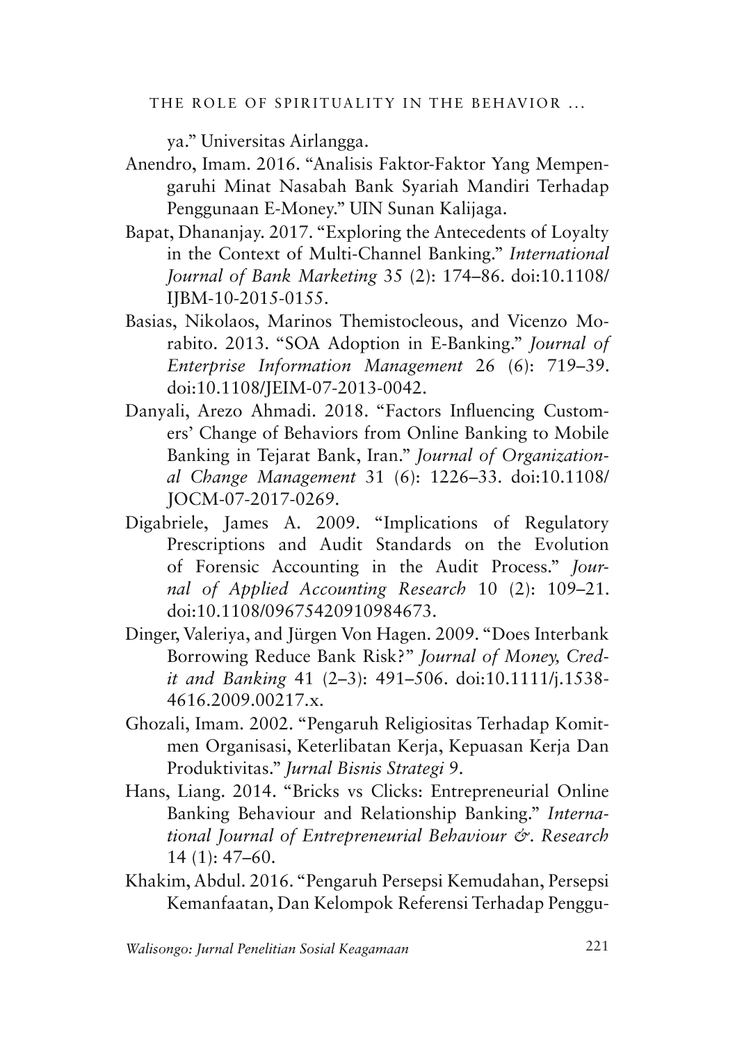ya." Universitas Airlangga.

Anendro, Imam. 2016. "Analisis Faktor-Faktor Yang Mempengaruhi Minat Nasabah Bank Syariah Mandiri Terhadap Penggunaan E-Money." UIN Sunan Kalijaga.

Bapat, Dhananjay. 2017. "Exploring the Antecedents of Loyalty in the Context of Multi-Channel Banking." *International Journal of Bank Marketing* 35 (2): 174–86. doi:10.1108/IJBM-10-2015-0155.

Basias, Nikolaos, Marinos Themistocleous, and Vicenzo Morabito. 2013. "SOA Adoption in E-Banking." *Journal of Enterprise Information Management* 26 (6): 719–39. doi:10.1108/JEIM-07-2013-0042.

Danyali, Arezo Ahmadi. 2018. "Factors Influencing Customers' Change of Behaviors from Online Banking to Mobile Banking in Tejarat Bank, Iran." *Journal of Organizational Change Management* 31 (6): 1226–33. doi:10.1108/JOCM-07-2017-0269.

Digabriele, James A. 2009. "Implications of Regulatory Prescriptions and Audit Standards on the Evolution of Forensic Accounting in the Audit Process." *Journal of Applied Accounting Research* 10 (2): 109–21. doi:10.1108/09675420910984673.

Dinger, Valeriya, and Jürgen Von Hagen. 2009. "Does Interbank Borrowing Reduce Bank Risk?" *Journal of Money, Credit and Banking* 41 (2–3): 491–506. doi:10.1111/j.1538-4616.2009.00217.x.

Ghozali, Imam. 2002. "Pengaruh Religiositas Terhadap Komitmen Organisasi, Keterlibatan Kerja, Kepuasan Kerja Dan Produktivitas." *Jurnal Bisnis Strategi* 9.

Hans, Liang. 2014. "Bricks vs Clicks: Entrepreneurial Online Banking Behaviour and Relationship Banking." *International Journal of Entrepreneurial Behaviour &. Research* 14 (1): 47–60.

Khakim, Abdul. 2016. "Pengaruh Persepsi Kemudahan, Persepsi Kemanfaatan, Dan Kelompok Referensi Terhadap Penggu-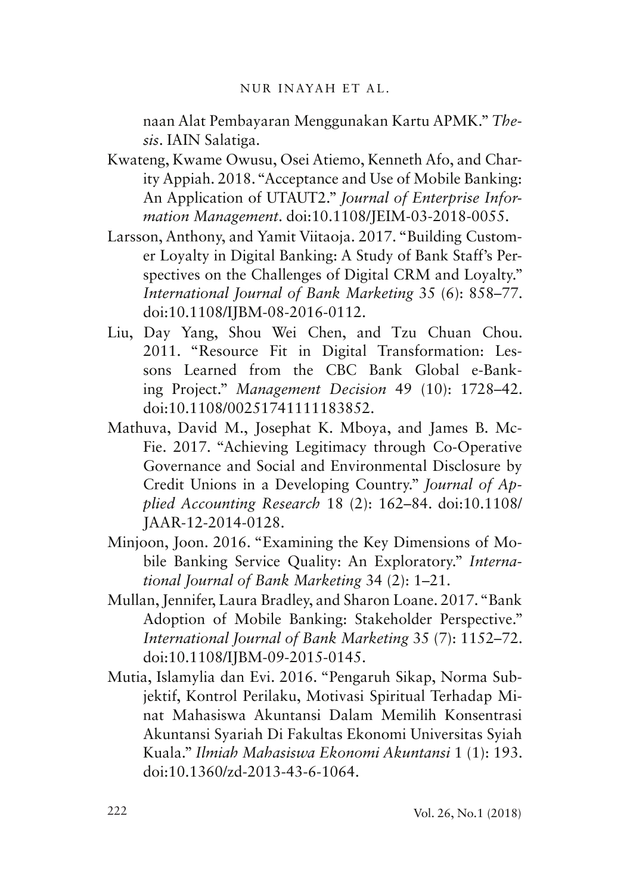naan Alat Pembayaran Menggunakan Kartu APMK." *Thesis*. IAIN Salatiga.

Kwateng, Kwame Owusu, Osei Atiemo, Kenneth Afo, and Charity Appiah. 2018. "Acceptance and Use of Mobile Banking: An Application of UTAUT2." *Journal of Enterprise Information Management*. doi:10.1108/JEIM-03-2018-0055.

Larsson, Anthony, and Yamit Viitaoja. 2017. "Building Customer Loyalty in Digital Banking: A Study of Bank Staff's Perspectives on the Challenges of Digital CRM and Loyalty." *International Journal of Bank Marketing* 35 (6): 858–77. doi:10.1108/IJBM-08-2016-0112.

Liu, Day Yang, Shou Wei Chen, and Tzu Chuan Chou. 2011. "Resource Fit in Digital Transformation: Lessons Learned from the CBC Bank Global e-Banking Project." *Management Decision* 49 (10): 1728–42. doi:10.1108/00251741111183852.

Mathuva, David M., Josephat K. Mboya, and James B. McFie. 2017. "Achieving Legitimacy through Co-Operative Governance and Social and Environmental Disclosure by Credit Unions in a Developing Country." *Journal of Applied Accounting Research* 18 (2): 162–84. doi:10.1108/JAAR-12-2014-0128.

Minjoon, Joon. 2016. "Examining the Key Dimensions of Mobile Banking Service Quality: An Exploratory." *International Journal of Bank Marketing* 34 (2): 1–21.

Mullan, Jennifer, Laura Bradley, and Sharon Loane. 2017. "Bank Adoption of Mobile Banking: Stakeholder Perspective." *International Journal of Bank Marketing* 35 (7): 1152–72. doi:10.1108/IJBM-09-2015-0145.

Mutia, Islamylia dan Evi. 2016. "Pengaruh Sikap, Norma Subjektif, Kontrol Perilaku, Motivasi Spiritual Terhadap Minat Mahasiswa Akuntansi Dalam Memilih Konsentrasi Akuntansi Syariah Di Fakultas Ekonomi Universitas Syiah Kuala." *Ilmiah Mahasiswa Ekonomi Akuntansi* 1 (1): 193. doi:10.1360/zd-2013-43-6-1064.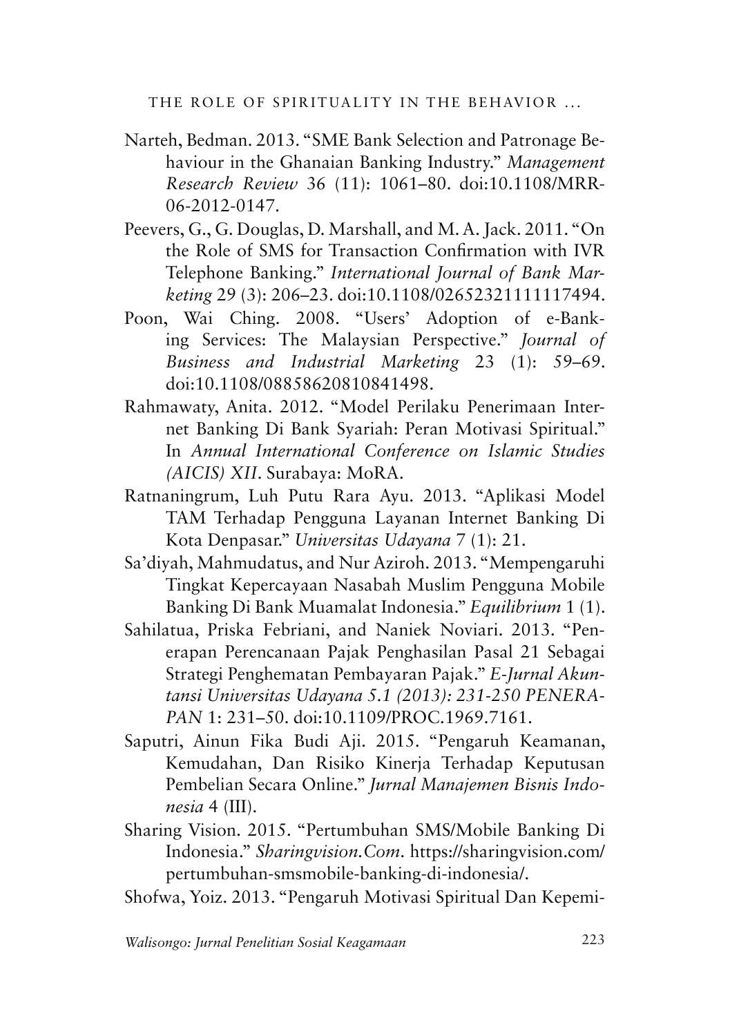Narteh, Bedman. 2013. "SME Bank Selection and Patronage Behaviour in the Ghanaian Banking Industry." *Management Research Review* 36 (11): 1061–80. doi:10.1108/MRR-06-2012-0147.

Peevers, G., G. Douglas, D. Marshall, and M. A. Jack. 2011. "On the Role of SMS for Transaction Confirmation with IVR Telephone Banking." *International Journal of Bank Marketing* 29 (3): 206–23. doi:10.1108/02652321111117494.

Poon, Wai Ching. 2008. "Users' Adoption of e-Banking Services: The Malaysian Perspective." *Journal of Business and Industrial Marketing* 23 (1): 59–69. doi:10.1108/08858620810841498.

Rahmawaty, Anita. 2012. "Model Perilaku Penerimaan Internet Banking Di Bank Syariah: Peran Motivasi Spiritual." In *Annual International Conference on Islamic Studies (AICIS) XII*. Surabaya: MoRA.

Ratnaningrum, Luh Putu Rara Ayu. 2013. "Aplikasi Model TAM Terhadap Pengguna Layanan Internet Banking Di Kota Denpasar." *Universitas Udayana* 7 (1): 21.

Sa'diyah, Mahmudatus, and Nur Aziroh. 2013. "Mempengaruhi Tingkat Kepercayaan Nasabah Muslim Pengguna Mobile Banking Di Bank Muamalat Indonesia." *Equilibrium* 1 (1).

Sahilatua, Priska Febriani, and Naniek Noviari. 2013. "Penerapan Perencanaan Pajak Penghasilan Pasal 21 Sebagai Strategi Penghematan Pembayaran Pajak." *E-Jurnal Akuntansi Universitas Udayana 5.1 (2013): 231-250 PENERAPAN* 1: 231–50. doi:10.1109/PROC.1969.7161.

Saputri, Ainun Fika Budi Aji. 2015. "Pengaruh Keamanan, Kemudahan, Dan Risiko Kinerja Terhadap Keputusan Pembelian Secara Online." *Jurnal Manajemen Bisnis Indonesia* 4 (III).

Sharing Vision. 2015. "Pertumbuhan SMS/Mobile Banking Di Indonesia." *Sharingvision.Com*. https://sharingvision.com/pertumbuhan-smsmobile-banking-di-indonesia/.

Shofwa, Yoiz. 2013. "Pengaruh Motivasi Spiritual Dan Kepemi-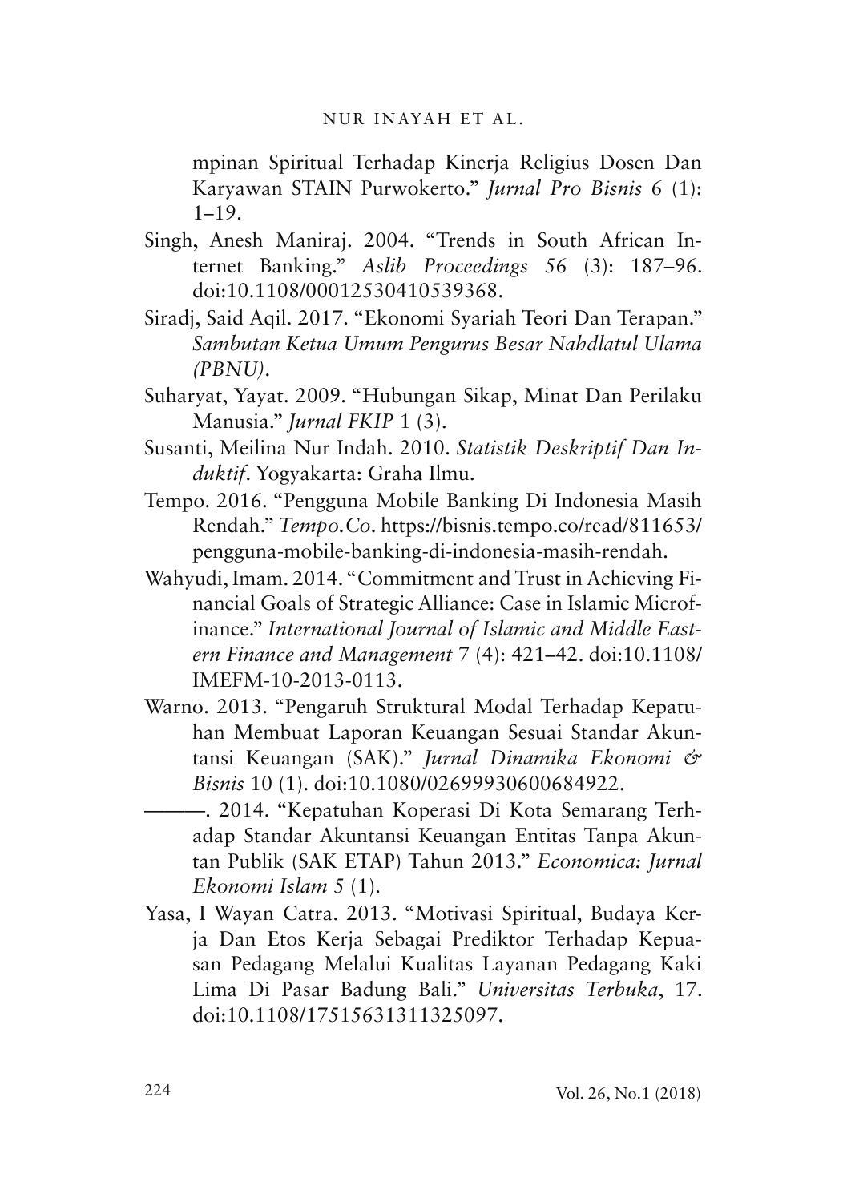mpinan Spiritual Terhadap Kinerja Religius Dosen Dan Karyawan STAIN Purwokerto." *Jurnal Pro Bisnis* 6 (1): 1–19.

Singh, Anesh Maniraj. 2004. "Trends in South African Internet Banking." *Aslib Proceedings* 56 (3): 187–96. doi:10.1108/00012530410539368.

Siradj, Said Aqil. 2017. "Ekonomi Syariah Teori Dan Terapan." *Sambutan Ketua Umum Pengurus Besar Nahdlatul Ulama (PBNU)*.

Suharyat, Yayat. 2009. "Hubungan Sikap, Minat Dan Perilaku Manusia." *Jurnal FKIP* 1 (3).

Susanti, Meilina Nur Indah. 2010. *Statistik Deskriptif Dan Induktif*. Yogyakarta: Graha Ilmu.

Tempo. 2016. "Pengguna Mobile Banking Di Indonesia Masih Rendah." *Tempo.Co*. https://bisnis.tempo.co/read/811653/pengguna-mobile-banking-di-indonesia-masih-rendah.

Wahyudi, Imam. 2014. "Commitment and Trust in Achieving Financial Goals of Strategic Alliance: Case in Islamic Microfinance." *International Journal of Islamic and Middle Eastern Finance and Management* 7 (4): 421–42. doi:10.1108/IMEFM-10-2013-0113.

Warno. 2013. "Pengaruh Struktural Modal Terhadap Kepatuhan Membuat Laporan Keuangan Sesuai Standar Akuntansi Keuangan (SAK)." *Jurnal Dinamika Ekonomi & Bisnis* 10 (1). doi:10.1080/02699930600684922.

———. 2014. "Kepatuhan Koperasi Di Kota Semarang Terhadap Standar Akuntansi Keuangan Entitas Tanpa Akuntan Publik (SAK ETAP) Tahun 2013." *Economica: Jurnal Ekonomi Islam* 5 (1).

Yasa, I Wayan Catra. 2013. "Motivasi Spiritual, Budaya Kerja Dan Etos Kerja Sebagai Prediktor Terhadap Kepuasan Pedagang Melalui Kualitas Layanan Pedagang Kaki Lima Di Pasar Badung Bali." *Universitas Terbuka*, 17. doi:10.1108/17515631311325097.